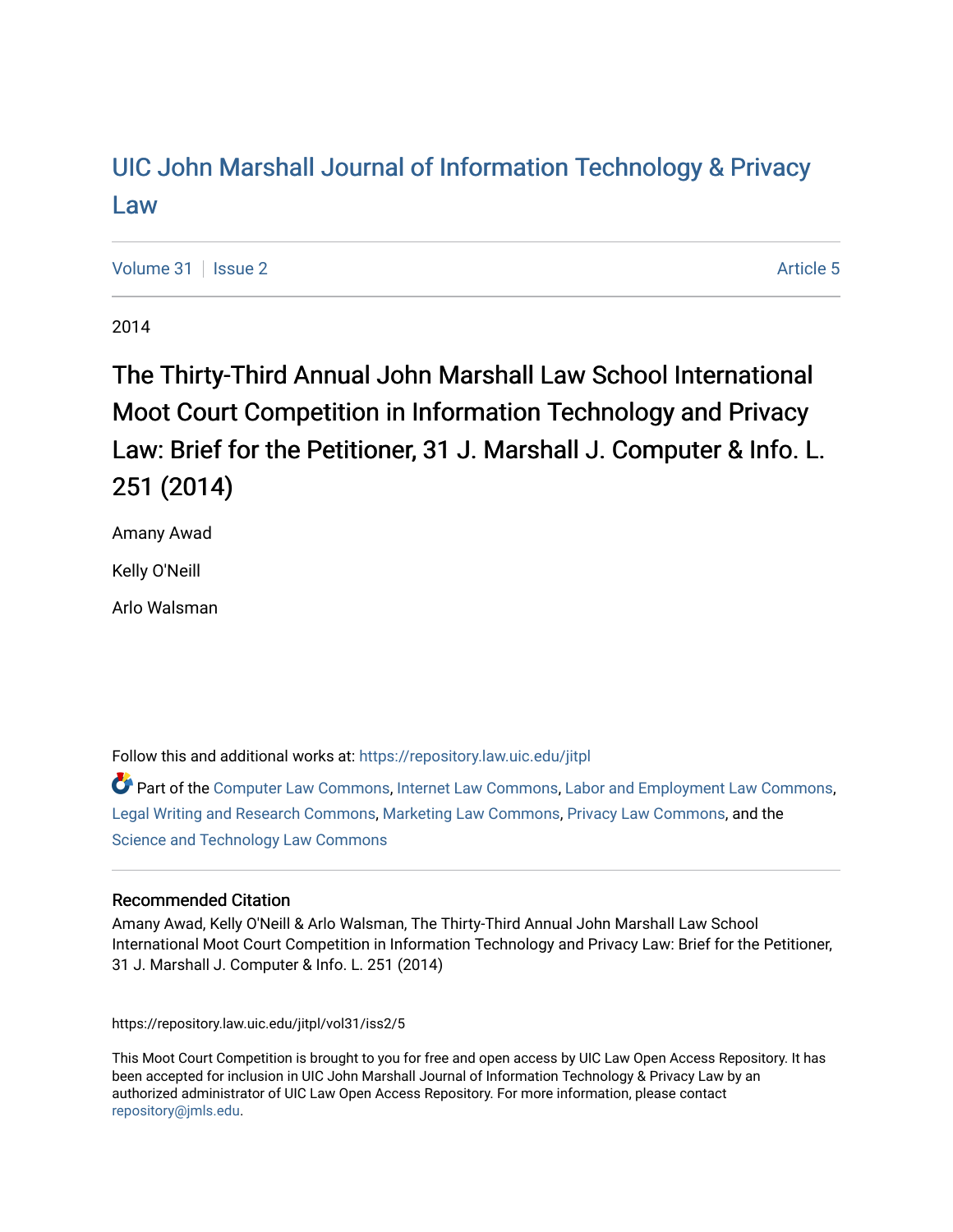# UIC John Marshall Journal of Information Technology & Privacy Law

Volume 31 | Issue 2 | Article 5

2014

## The Thirty-Third Annual John Marshall Law School International Moot Court Competition in Information Technology and Privacy Law: Brief for the Petitioner, 31 J. Marshall J. Computer & Info. L. 251 (2014)

Amany Awad

Kelly O'Neill

Arlo Walsman

Follow this and additional works at: https://repository.law.uic.edu/jitpl

Part of the Computer Law Commons, Internet Law Commons, Labor and Employment Law Commons, Legal Writing and Research Commons, Marketing Law Commons, Privacy Law Commons, and the Science and Technology Law Commons

### Recommended Citation

Amany Awad, Kelly O'Neill & Arlo Walsman, The Thirty-Third Annual John Marshall Law School International Moot Court Competition in Information Technology and Privacy Law: Brief for the Petitioner, 31 J. Marshall J. Computer & Info. L. 251 (2014)

https://repository.law.uic.edu/jitpl/vol31/iss2/5

This Moot Court Competition is brought to you for free and open access by UIC Law Open Access Repository. It has been accepted for inclusion in UIC John Marshall Journal of Information Technology & Privacy Law by an authorized administrator of UIC Law Open Access Repository. For more information, please contact repository@jmls.edu.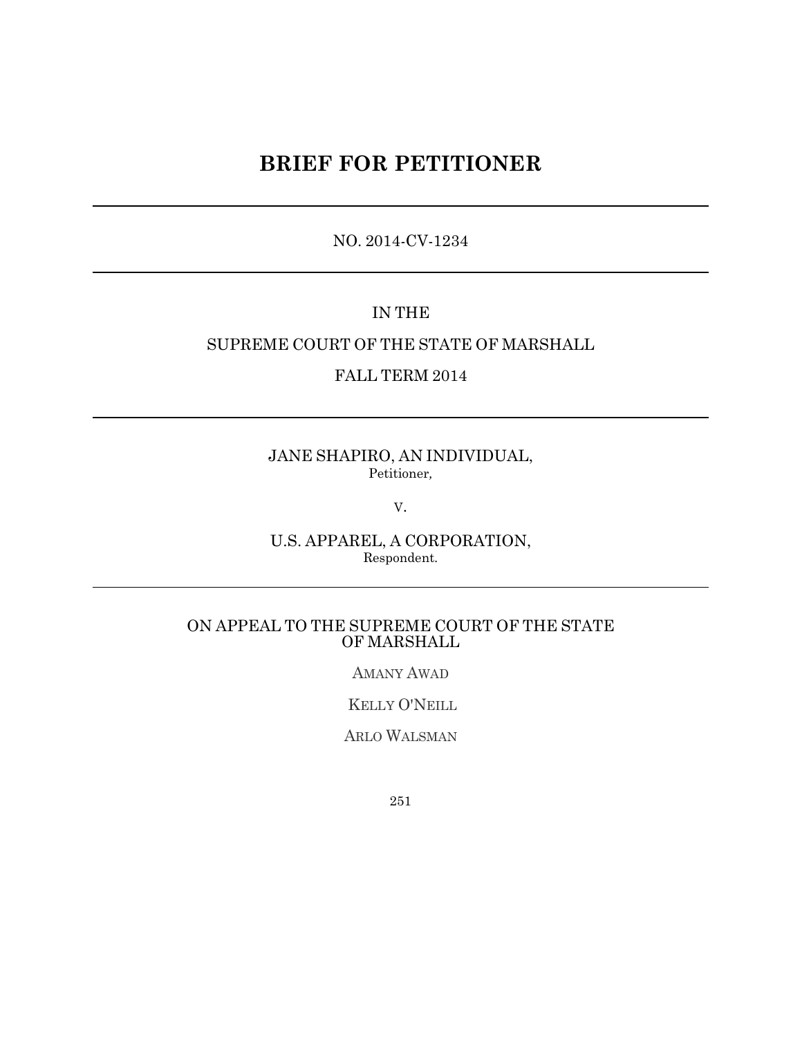# BRIEF FOR PETITIONER

---

NO. 2014-CV-1234

---

IN THE

SUPREME COURT OF THE STATE OF MARSHALL

FALL TERM 2014

---

JANE SHAPIRO, AN INDIVIDUAL,
Petitioner,

V.

U.S. APPAREL, A CORPORATION,
Respondent.

---

ON APPEAL TO THE SUPREME COURT OF THE STATE OF MARSHALL

AMANY AWAD

KELLY O'NEILL

ARLO WALSMAN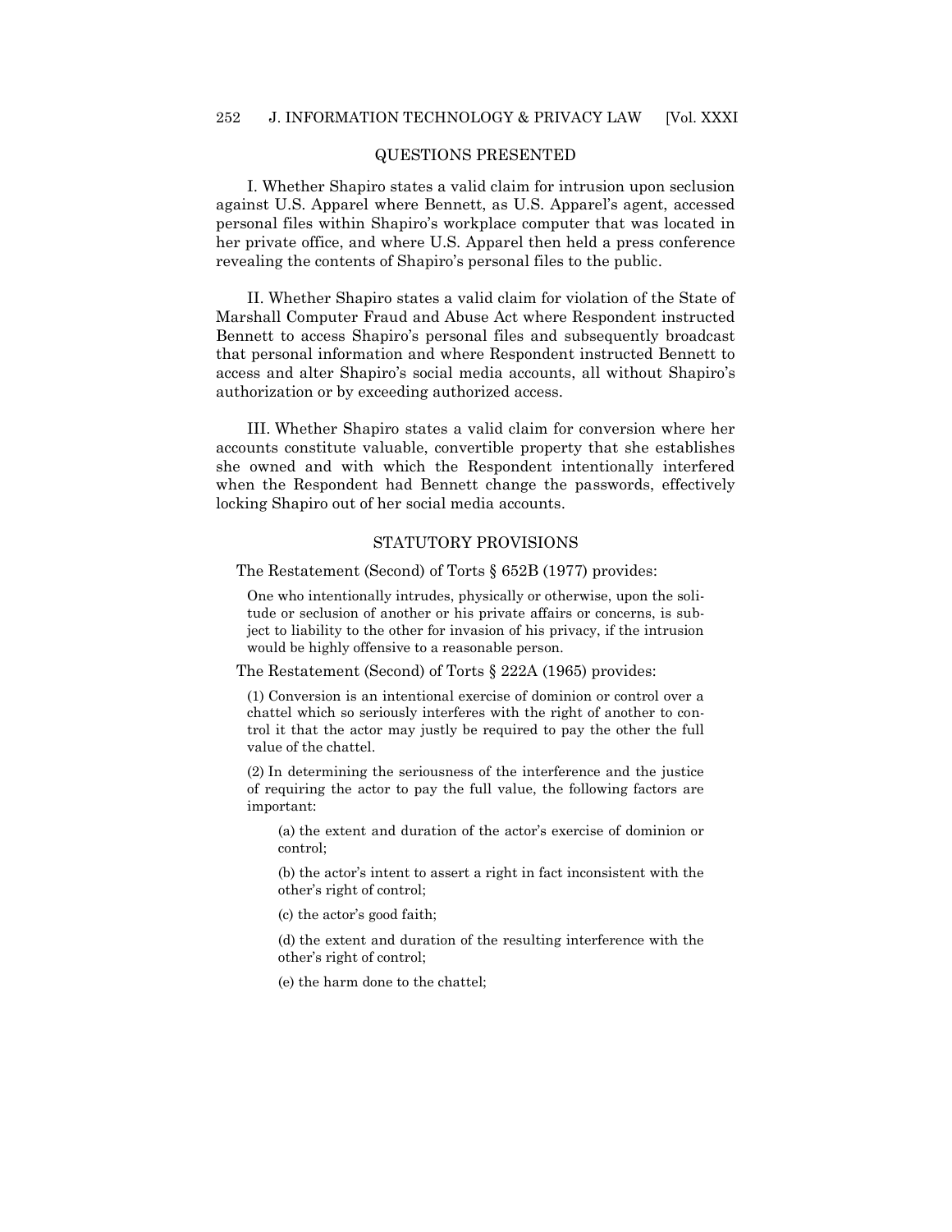## QUESTIONS PRESENTED

I. Whether Shapiro states a valid claim for intrusion upon seclusion against U.S. Apparel where Bennett, as U.S. Apparel's agent, accessed personal files within Shapiro's workplace computer that was located in her private office, and where U.S. Apparel then held a press conference revealing the contents of Shapiro's personal files to the public.

II. Whether Shapiro states a valid claim for violation of the State of Marshall Computer Fraud and Abuse Act where Respondent instructed Bennett to access Shapiro's personal files and subsequently broadcast that personal information and where Respondent instructed Bennett to access and alter Shapiro's social media accounts, all without Shapiro's authorization or by exceeding authorized access.

III. Whether Shapiro states a valid claim for conversion where her accounts constitute valuable, convertible property that she establishes she owned and with which the Respondent intentionally interfered when the Respondent had Bennett change the passwords, effectively locking Shapiro out of her social media accounts.

## STATUTORY PROVISIONS

The Restatement (Second) of Torts § 652B (1977) provides:

> One who intentionally intrudes, physically or otherwise, upon the solitude or seclusion of another or his private affairs or concerns, is subject to liability to the other for invasion of his privacy, if the intrusion would be highly offensive to a reasonable person.

The Restatement (Second) of Torts § 222A (1965) provides:

> (1) Conversion is an intentional exercise of dominion or control over a chattel which so seriously interferes with the right of another to control it that the actor may justly be required to pay the other the full value of the chattel.
>
> (2) In determining the seriousness of the interference and the justice of requiring the actor to pay the full value, the following factors are important:
>
> (a) the extent and duration of the actor's exercise of dominion or control;
>
> (b) the actor's intent to assert a right in fact inconsistent with the other's right of control;
>
> (c) the actor's good faith;
>
> (d) the extent and duration of the resulting interference with the other's right of control;
>
> (e) the harm done to the chattel;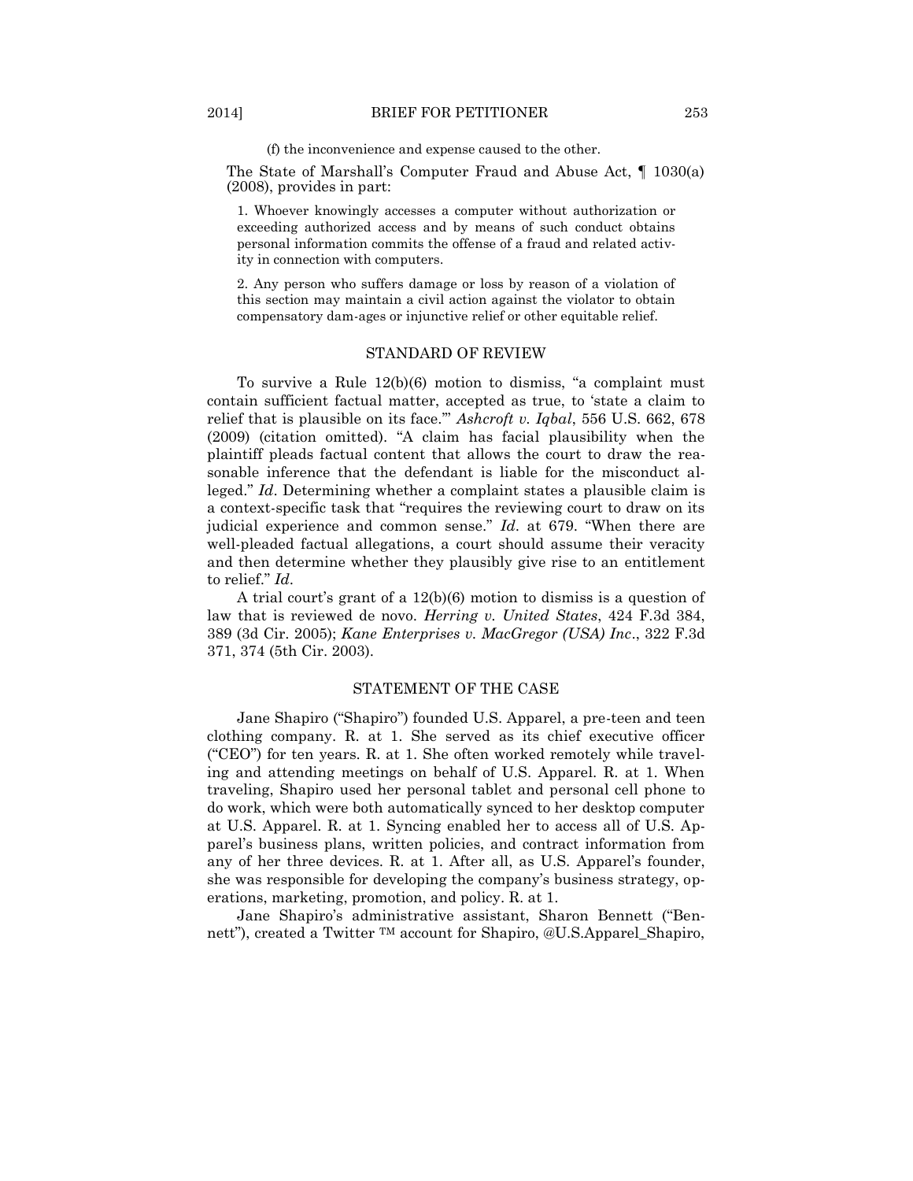(f) the inconvenience and expense caused to the other.

The State of Marshall's Computer Fraud and Abuse Act, ¶ 1030(a) (2008), provides in part:

> 1. Whoever knowingly accesses a computer without authorization or exceeding authorized access and by means of such conduct obtains personal information commits the offense of a fraud and related activity in connection with computers.
>
> 2. Any person who suffers damage or loss by reason of a violation of this section may maintain a civil action against the violator to obtain compensatory dam-ages or injunctive relief or other equitable relief.

## STANDARD OF REVIEW

To survive a Rule 12(b)(6) motion to dismiss, "a complaint must contain sufficient factual matter, accepted as true, to 'state a claim to relief that is plausible on its face.'" *Ashcroft v. Iqbal*, 556 U.S. 662, 678 (2009) (citation omitted). "A claim has facial plausibility when the plaintiff pleads factual content that allows the court to draw the reasonable inference that the defendant is liable for the misconduct alleged." *Id*. Determining whether a complaint states a plausible claim is a context-specific task that "requires the reviewing court to draw on its judicial experience and common sense." *Id*. at 679. "When there are well-pleaded factual allegations, a court should assume their veracity and then determine whether they plausibly give rise to an entitlement to relief." *Id*.

A trial court's grant of a 12(b)(6) motion to dismiss is a question of law that is reviewed de novo. *Herring v. United States*, 424 F.3d 384, 389 (3d Cir. 2005); *Kane Enterprises v. MacGregor (USA) Inc*., 322 F.3d 371, 374 (5th Cir. 2003).

## STATEMENT OF THE CASE

Jane Shapiro ("Shapiro") founded U.S. Apparel, a pre-teen and teen clothing company. R. at 1. She served as its chief executive officer ("CEO") for ten years. R. at 1. She often worked remotely while traveling and attending meetings on behalf of U.S. Apparel. R. at 1. When traveling, Shapiro used her personal tablet and personal cell phone to do work, which were both automatically synced to her desktop computer at U.S. Apparel. R. at 1. Syncing enabled her to access all of U.S. Apparel's business plans, written policies, and contract information from any of her three devices. R. at 1. After all, as U.S. Apparel's founder, she was responsible for developing the company's business strategy, operations, marketing, promotion, and policy. R. at 1.

Jane Shapiro's administrative assistant, Sharon Bennett ("Bennett"), created a Twitter ™ account for Shapiro, @U.S.Apparel_Shapiro,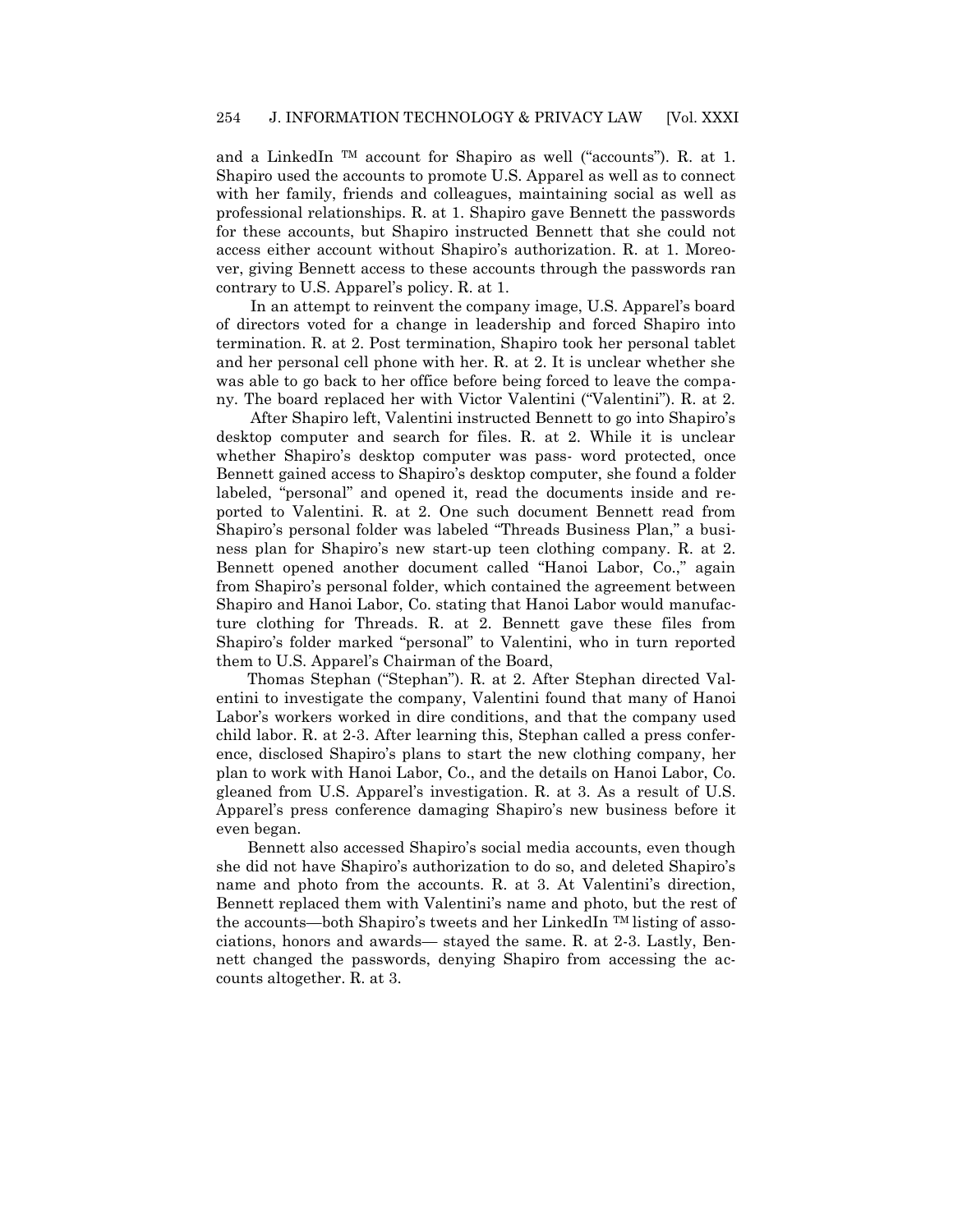and a LinkedIn ™ account for Shapiro as well ("accounts"). R. at 1. Shapiro used the accounts to promote U.S. Apparel as well as to connect with her family, friends and colleagues, maintaining social as well as professional relationships. R. at 1. Shapiro gave Bennett the passwords for these accounts, but Shapiro instructed Bennett that she could not access either account without Shapiro's authorization. R. at 1. Moreover, giving Bennett access to these accounts through the passwords ran contrary to U.S. Apparel's policy. R. at 1.

In an attempt to reinvent the company image, U.S. Apparel's board of directors voted for a change in leadership and forced Shapiro into termination. R. at 2. Post termination, Shapiro took her personal tablet and her personal cell phone with her. R. at 2. It is unclear whether she was able to go back to her office before being forced to leave the company. The board replaced her with Victor Valentini ("Valentini"). R. at 2.

After Shapiro left, Valentini instructed Bennett to go into Shapiro's desktop computer and search for files. R. at 2. While it is unclear whether Shapiro's desktop computer was pass- word protected, once Bennett gained access to Shapiro's desktop computer, she found a folder labeled, "personal" and opened it, read the documents inside and reported to Valentini. R. at 2. One such document Bennett read from Shapiro's personal folder was labeled "Threads Business Plan," a business plan for Shapiro's new start-up teen clothing company. R. at 2. Bennett opened another document called "Hanoi Labor, Co.," again from Shapiro's personal folder, which contained the agreement between Shapiro and Hanoi Labor, Co. stating that Hanoi Labor would manufacture clothing for Threads. R. at 2. Bennett gave these files from Shapiro's folder marked "personal" to Valentini, who in turn reported them to U.S. Apparel's Chairman of the Board,

Thomas Stephan ("Stephan"). R. at 2. After Stephan directed Valentini to investigate the company, Valentini found that many of Hanoi Labor's workers worked in dire conditions, and that the company used child labor. R. at 2-3. After learning this, Stephan called a press conference, disclosed Shapiro's plans to start the new clothing company, her plan to work with Hanoi Labor, Co., and the details on Hanoi Labor, Co. gleaned from U.S. Apparel's investigation. R. at 3. As a result of U.S. Apparel's press conference damaging Shapiro's new business before it even began.

Bennett also accessed Shapiro's social media accounts, even though she did not have Shapiro's authorization to do so, and deleted Shapiro's name and photo from the accounts. R. at 3. At Valentini's direction, Bennett replaced them with Valentini's name and photo, but the rest of the accounts—both Shapiro's tweets and her LinkedIn ™ listing of associations, honors and awards— stayed the same. R. at 2-3. Lastly, Bennett changed the passwords, denying Shapiro from accessing the accounts altogether. R. at 3.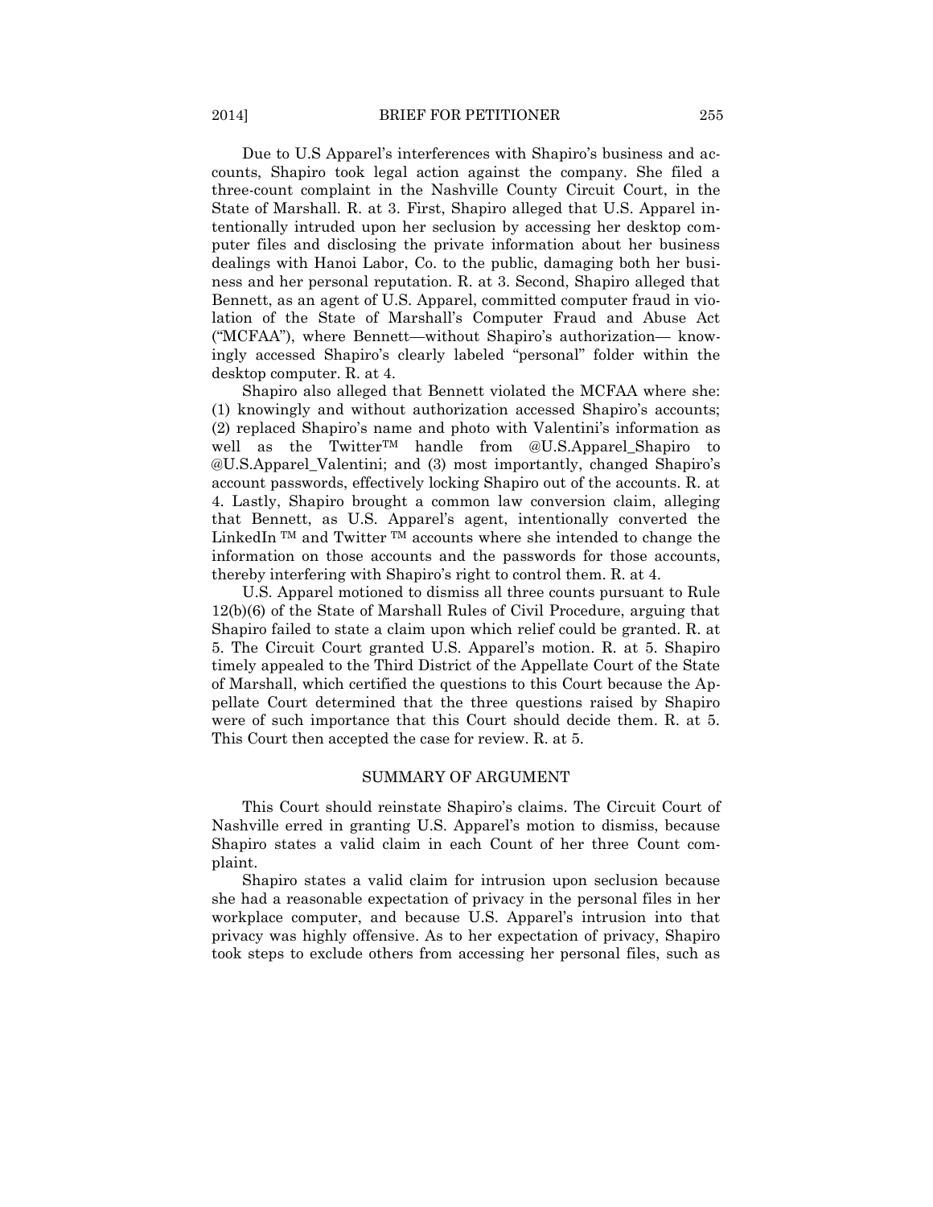Due to U.S Apparel's interferences with Shapiro's business and accounts, Shapiro took legal action against the company. She filed a three-count complaint in the Nashville County Circuit Court, in the State of Marshall. R. at 3. First, Shapiro alleged that U.S. Apparel intentionally intruded upon her seclusion by accessing her desktop computer files and disclosing the private information about her business dealings with Hanoi Labor, Co. to the public, damaging both her business and her personal reputation. R. at 3. Second, Shapiro alleged that Bennett, as an agent of U.S. Apparel, committed computer fraud in violation of the State of Marshall's Computer Fraud and Abuse Act ("MCFAA"), where Bennett—without Shapiro's authorization— knowingly accessed Shapiro's clearly labeled "personal" folder within the desktop computer. R. at 4.

Shapiro also alleged that Bennett violated the MCFAA where she: (1) knowingly and without authorization accessed Shapiro's accounts; (2) replaced Shapiro's name and photo with Valentini's information as well as the Twitter™ handle from @U.S.Apparel_Shapiro to @U.S.Apparel_Valentini; and (3) most importantly, changed Shapiro's account passwords, effectively locking Shapiro out of the accounts. R. at 4. Lastly, Shapiro brought a common law conversion claim, alleging that Bennett, as U.S. Apparel's agent, intentionally converted the LinkedIn ™ and Twitter ™ accounts where she intended to change the information on those accounts and the passwords for those accounts, thereby interfering with Shapiro's right to control them. R. at 4.

U.S. Apparel motioned to dismiss all three counts pursuant to Rule 12(b)(6) of the State of Marshall Rules of Civil Procedure, arguing that Shapiro failed to state a claim upon which relief could be granted. R. at 5. The Circuit Court granted U.S. Apparel's motion. R. at 5. Shapiro timely appealed to the Third District of the Appellate Court of the State of Marshall, which certified the questions to this Court because the Appellate Court determined that the three questions raised by Shapiro were of such importance that this Court should decide them. R. at 5. This Court then accepted the case for review. R. at 5.

## SUMMARY OF ARGUMENT

This Court should reinstate Shapiro's claims. The Circuit Court of Nashville erred in granting U.S. Apparel's motion to dismiss, because Shapiro states a valid claim in each Count of her three Count complaint.

Shapiro states a valid claim for intrusion upon seclusion because she had a reasonable expectation of privacy in the personal files in her workplace computer, and because U.S. Apparel's intrusion into that privacy was highly offensive. As to her expectation of privacy, Shapiro took steps to exclude others from accessing her personal files, such as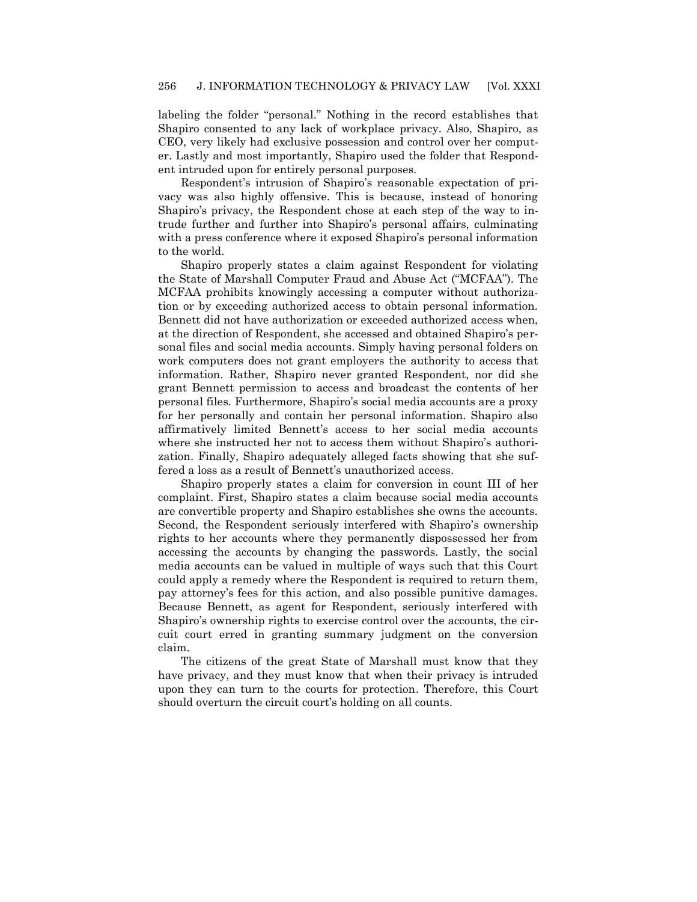labeling the folder "personal." Nothing in the record establishes that Shapiro consented to any lack of workplace privacy. Also, Shapiro, as CEO, very likely had exclusive possession and control over her computer. Lastly and most importantly, Shapiro used the folder that Respondent intruded upon for entirely personal purposes.

Respondent's intrusion of Shapiro's reasonable expectation of privacy was also highly offensive. This is because, instead of honoring Shapiro's privacy, the Respondent chose at each step of the way to intrude further and further into Shapiro's personal affairs, culminating with a press conference where it exposed Shapiro's personal information to the world.

Shapiro properly states a claim against Respondent for violating the State of Marshall Computer Fraud and Abuse Act ("MCFAA"). The MCFAA prohibits knowingly accessing a computer without authorization or by exceeding authorized access to obtain personal information. Bennett did not have authorization or exceeded authorized access when, at the direction of Respondent, she accessed and obtained Shapiro's personal files and social media accounts. Simply having personal folders on work computers does not grant employers the authority to access that information. Rather, Shapiro never granted Respondent, nor did she grant Bennett permission to access and broadcast the contents of her personal files. Furthermore, Shapiro's social media accounts are a proxy for her personally and contain her personal information. Shapiro also affirmatively limited Bennett's access to her social media accounts where she instructed her not to access them without Shapiro's authorization. Finally, Shapiro adequately alleged facts showing that she suffered a loss as a result of Bennett's unauthorized access.

Shapiro properly states a claim for conversion in count III of her complaint. First, Shapiro states a claim because social media accounts are convertible property and Shapiro establishes she owns the accounts. Second, the Respondent seriously interfered with Shapiro's ownership rights to her accounts where they permanently dispossessed her from accessing the accounts by changing the passwords. Lastly, the social media accounts can be valued in multiple of ways such that this Court could apply a remedy where the Respondent is required to return them, pay attorney's fees for this action, and also possible punitive damages. Because Bennett, as agent for Respondent, seriously interfered with Shapiro's ownership rights to exercise control over the accounts, the circuit court erred in granting summary judgment on the conversion claim.

The citizens of the great State of Marshall must know that they have privacy, and they must know that when their privacy is intruded upon they can turn to the courts for protection. Therefore, this Court should overturn the circuit court's holding on all counts.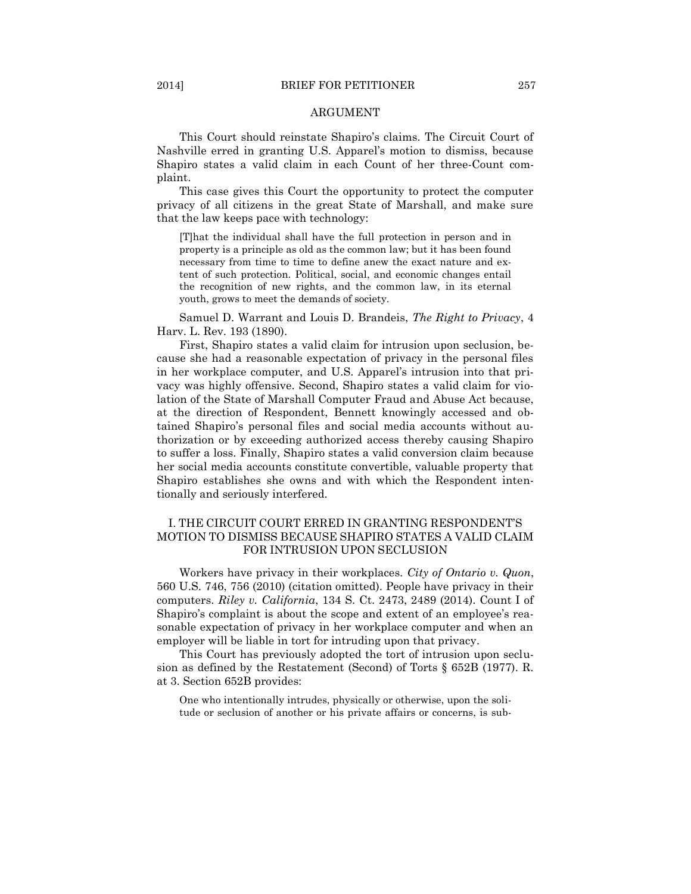## ARGUMENT

This Court should reinstate Shapiro's claims. The Circuit Court of Nashville erred in granting U.S. Apparel's motion to dismiss, because Shapiro states a valid claim in each Count of her three-Count complaint.

This case gives this Court the opportunity to protect the computer privacy of all citizens in the great State of Marshall, and make sure that the law keeps pace with technology:

> [T]hat the individual shall have the full protection in person and in property is a principle as old as the common law; but it has been found necessary from time to time to define anew the exact nature and extent of such protection. Political, social, and economic changes entail the recognition of new rights, and the common law, in its eternal youth, grows to meet the demands of society.

Samuel D. Warrant and Louis D. Brandeis, *The Right to Privacy*, 4 Harv. L. Rev. 193 (1890).

First, Shapiro states a valid claim for intrusion upon seclusion, because she had a reasonable expectation of privacy in the personal files in her workplace computer, and U.S. Apparel's intrusion into that privacy was highly offensive. Second, Shapiro states a valid claim for violation of the State of Marshall Computer Fraud and Abuse Act because, at the direction of Respondent, Bennett knowingly accessed and obtained Shapiro's personal files and social media accounts without authorization or by exceeding authorized access thereby causing Shapiro to suffer a loss. Finally, Shapiro states a valid conversion claim because her social media accounts constitute convertible, valuable property that Shapiro establishes she owns and with which the Respondent intentionally and seriously interfered.

### I. THE CIRCUIT COURT ERRED IN GRANTING RESPONDENT'S MOTION TO DISMISS BECAUSE SHAPIRO STATES A VALID CLAIM FOR INTRUSION UPON SECLUSION

Workers have privacy in their workplaces. *City of Ontario v. Quon*, 560 U.S. 746, 756 (2010) (citation omitted). People have privacy in their computers. *Riley v. California*, 134 S. Ct. 2473, 2489 (2014). Count I of Shapiro's complaint is about the scope and extent of an employee's reasonable expectation of privacy in her workplace computer and when an employer will be liable in tort for intruding upon that privacy.

This Court has previously adopted the tort of intrusion upon seclusion as defined by the Restatement (Second) of Torts § 652B (1977). R. at 3. Section 652B provides:

> One who intentionally intrudes, physically or otherwise, upon the solitude or seclusion of another or his private affairs or concerns, is sub-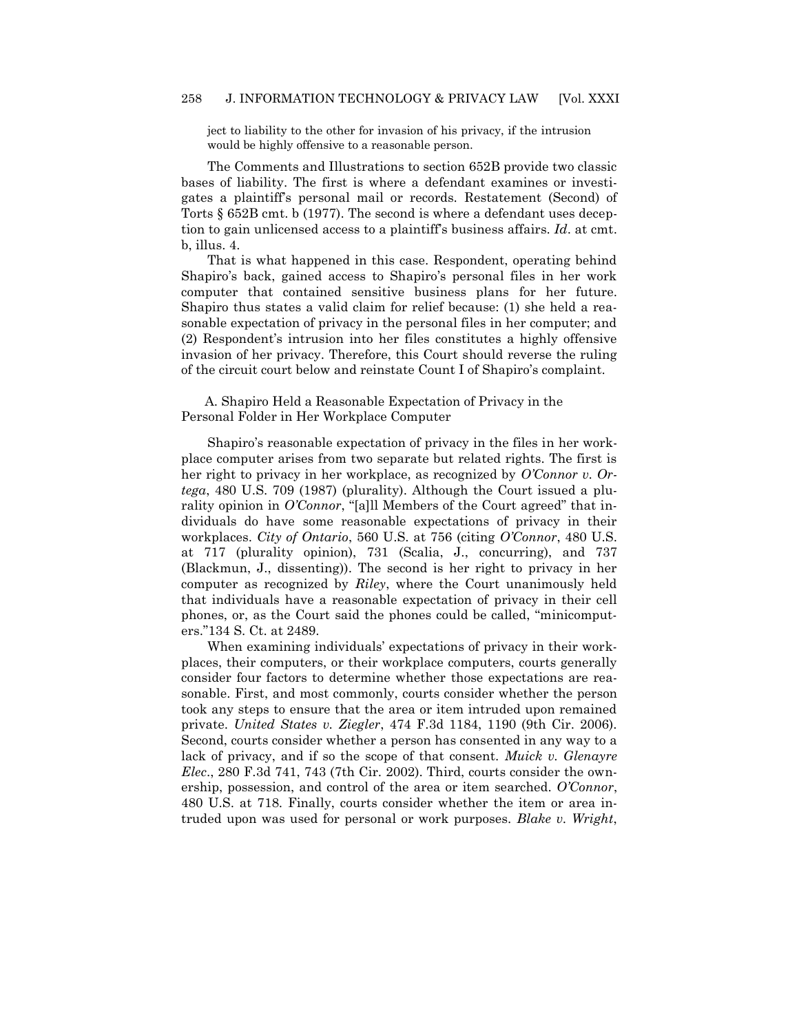ject to liability to the other for invasion of his privacy, if the intrusion would be highly offensive to a reasonable person.

The Comments and Illustrations to section 652B provide two classic bases of liability. The first is where a defendant examines or investigates a plaintiff's personal mail or records. Restatement (Second) of Torts § 652B cmt. b (1977). The second is where a defendant uses deception to gain unlicensed access to a plaintiff's business affairs. *Id*. at cmt. b, illus. 4.

That is what happened in this case. Respondent, operating behind Shapiro's back, gained access to Shapiro's personal files in her work computer that contained sensitive business plans for her future. Shapiro thus states a valid claim for relief because: (1) she held a reasonable expectation of privacy in the personal files in her computer; and (2) Respondent's intrusion into her files constitutes a highly offensive invasion of her privacy. Therefore, this Court should reverse the ruling of the circuit court below and reinstate Count I of Shapiro's complaint.

### A. Shapiro Held a Reasonable Expectation of Privacy in the Personal Folder in Her Workplace Computer

Shapiro's reasonable expectation of privacy in the files in her workplace computer arises from two separate but related rights. The first is her right to privacy in her workplace, as recognized by *O'Connor v. Ortega*, 480 U.S. 709 (1987) (plurality). Although the Court issued a plurality opinion in *O'Connor*, "[a]ll Members of the Court agreed" that individuals do have some reasonable expectations of privacy in their workplaces. *City of Ontario*, 560 U.S. at 756 (citing *O'Connor*, 480 U.S. at 717 (plurality opinion), 731 (Scalia, J., concurring), and 737 (Blackmun, J., dissenting)). The second is her right to privacy in her computer as recognized by *Riley*, where the Court unanimously held that individuals have a reasonable expectation of privacy in their cell phones, or, as the Court said the phones could be called, "minicomputers."134 S. Ct. at 2489.

When examining individuals' expectations of privacy in their workplaces, their computers, or their workplace computers, courts generally consider four factors to determine whether those expectations are reasonable. First, and most commonly, courts consider whether the person took any steps to ensure that the area or item intruded upon remained private. *United States v. Ziegler*, 474 F.3d 1184, 1190 (9th Cir. 2006). Second, courts consider whether a person has consented in any way to a lack of privacy, and if so the scope of that consent. *Muick v. Glenayre Elec*., 280 F.3d 741, 743 (7th Cir. 2002). Third, courts consider the ownership, possession, and control of the area or item searched. *O'Connor*, 480 U.S. at 718. Finally, courts consider whether the item or area intruded upon was used for personal or work purposes. *Blake v. Wright*,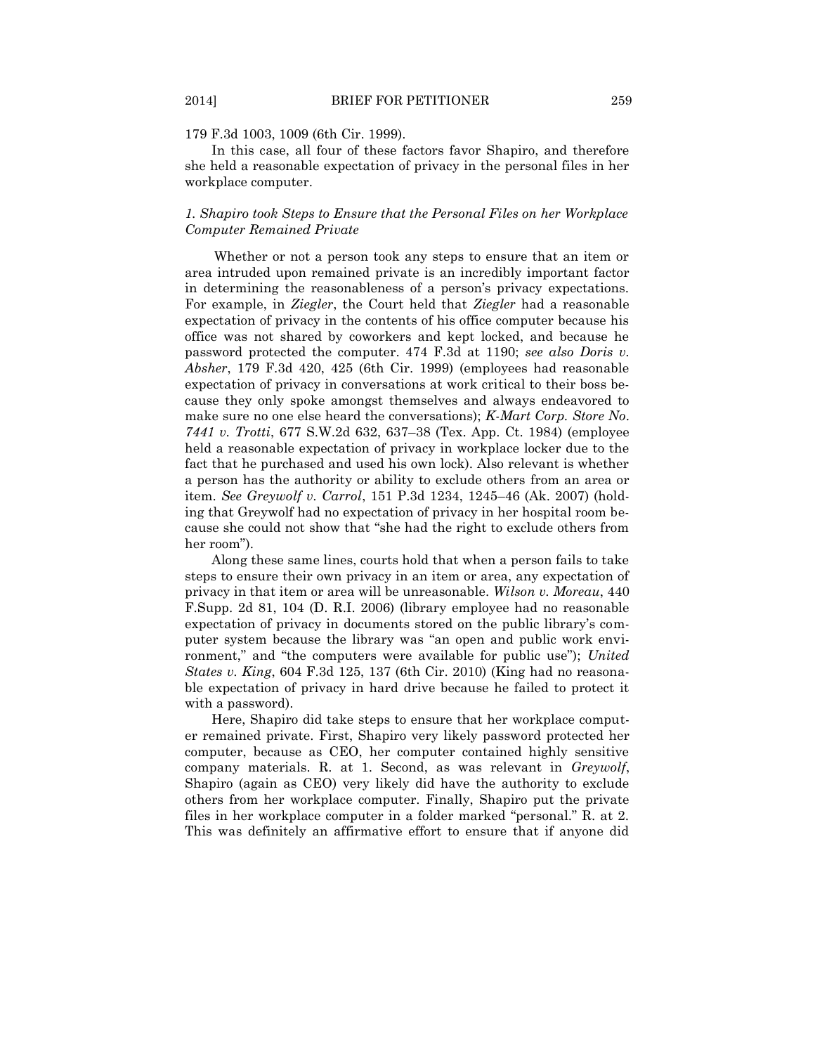179 F.3d 1003, 1009 (6th Cir. 1999).

In this case, all four of these factors favor Shapiro, and therefore she held a reasonable expectation of privacy in the personal files in her workplace computer.

*1. Shapiro took Steps to Ensure that the Personal Files on her Workplace Computer Remained Private*

Whether or not a person took any steps to ensure that an item or area intruded upon remained private is an incredibly important factor in determining the reasonableness of a person's privacy expectations. For example, in *Ziegler*, the Court held that *Ziegler* had a reasonable expectation of privacy in the contents of his office computer because his office was not shared by coworkers and kept locked, and because he password protected the computer. 474 F.3d at 1190; *see also Doris v. Absher*, 179 F.3d 420, 425 (6th Cir. 1999) (employees had reasonable expectation of privacy in conversations at work critical to their boss because they only spoke amongst themselves and always endeavored to make sure no one else heard the conversations); *K-Mart Corp. Store No. 7441 v. Trotti*, 677 S.W.2d 632, 637–38 (Tex. App. Ct. 1984) (employee held a reasonable expectation of privacy in workplace locker due to the fact that he purchased and used his own lock). Also relevant is whether a person has the authority or ability to exclude others from an area or item. *See Greywolf v. Carrol*, 151 P.3d 1234, 1245–46 (Ak. 2007) (holding that Greywolf had no expectation of privacy in her hospital room because she could not show that "she had the right to exclude others from her room").

Along these same lines, courts hold that when a person fails to take steps to ensure their own privacy in an item or area, any expectation of privacy in that item or area will be unreasonable. *Wilson v. Moreau*, 440 F.Supp. 2d 81, 104 (D. R.I. 2006) (library employee had no reasonable expectation of privacy in documents stored on the public library's computer system because the library was "an open and public work environment," and "the computers were available for public use"); *United States v. King*, 604 F.3d 125, 137 (6th Cir. 2010) (King had no reasonable expectation of privacy in hard drive because he failed to protect it with a password).

Here, Shapiro did take steps to ensure that her workplace computer remained private. First, Shapiro very likely password protected her computer, because as CEO, her computer contained highly sensitive company materials. R. at 1. Second, as was relevant in *Greywolf*, Shapiro (again as CEO) very likely did have the authority to exclude others from her workplace computer. Finally, Shapiro put the private files in her workplace computer in a folder marked "personal." R. at 2. This was definitely an affirmative effort to ensure that if anyone did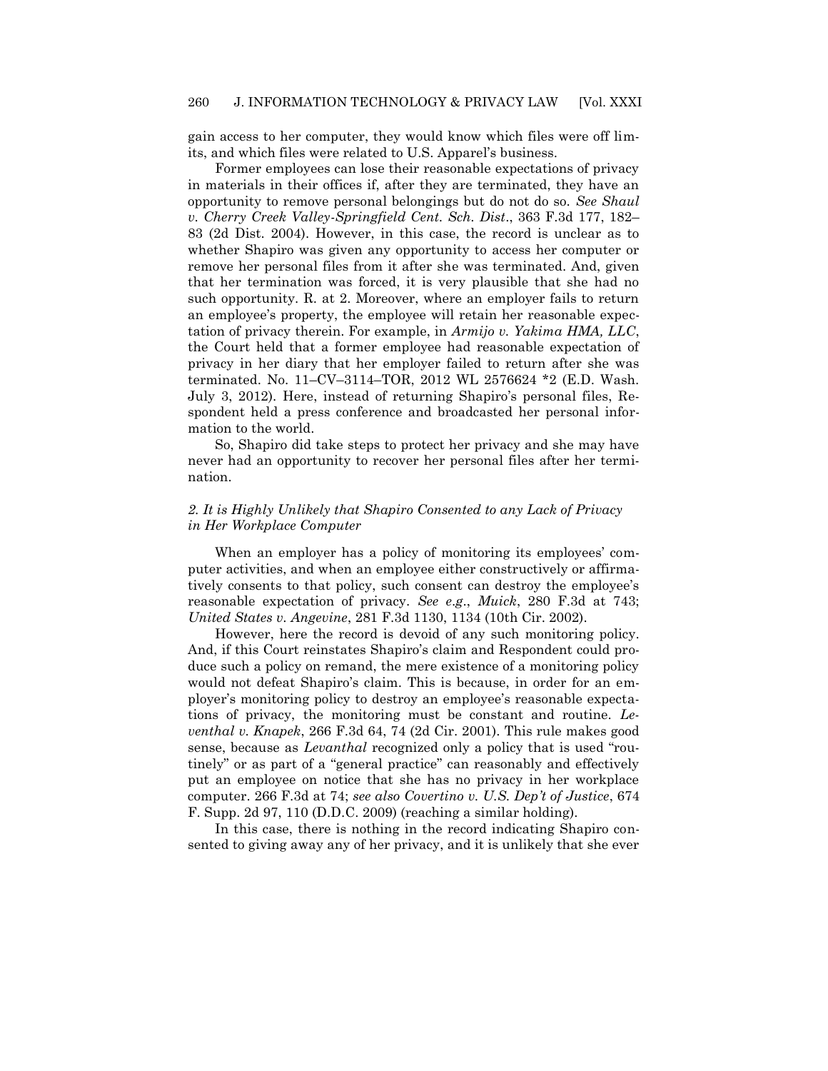gain access to her computer, they would know which files were off limits, and which files were related to U.S. Apparel's business.

Former employees can lose their reasonable expectations of privacy in materials in their offices if, after they are terminated, they have an opportunity to remove personal belongings but do not do so. *See Shaul v. Cherry Creek Valley-Springfield Cent. Sch. Dist*., 363 F.3d 177, 182–83 (2d Dist. 2004). However, in this case, the record is unclear as to whether Shapiro was given any opportunity to access her computer or remove her personal files from it after she was terminated. And, given that her termination was forced, it is very plausible that she had no such opportunity. R. at 2. Moreover, where an employer fails to return an employee's property, the employee will retain her reasonable expectation of privacy therein. For example, in *Armijo v. Yakima HMA, LLC*, the Court held that a former employee had reasonable expectation of privacy in her diary that her employer failed to return after she was terminated. No. 11–CV–3114–TOR, 2012 WL 2576624 *2 (E.D. Wash. July 3, 2012). Here, instead of returning Shapiro's personal files, Respondent held a press conference and broadcasted her personal information to the world.

So, Shapiro did take steps to protect her privacy and she may have never had an opportunity to recover her personal files after her termination.

### *2. It is Highly Unlikely that Shapiro Consented to any Lack of Privacy in Her Workplace Computer*

When an employer has a policy of monitoring its employees' computer activities, and when an employee either constructively or affirmatively consents to that policy, such consent can destroy the employee's reasonable expectation of privacy. *See e.g*., *Muick*, 280 F.3d at 743; *United States v. Angevine*, 281 F.3d 1130, 1134 (10th Cir. 2002).

However, here the record is devoid of any such monitoring policy. And, if this Court reinstates Shapiro's claim and Respondent could produce such a policy on remand, the mere existence of a monitoring policy would not defeat Shapiro's claim. This is because, in order for an employer's monitoring policy to destroy an employee's reasonable expectations of privacy, the monitoring must be constant and routine. *Leventhal v. Knapek*, 266 F.3d 64, 74 (2d Cir. 2001). This rule makes good sense, because as *Levanthal* recognized only a policy that is used "routinely" or as part of a "general practice" can reasonably and effectively put an employee on notice that she has no privacy in her workplace computer. 266 F.3d at 74; *see also Covertino v. U.S. Dep't of Justice*, 674 F. Supp. 2d 97, 110 (D.D.C. 2009) (reaching a similar holding).

In this case, there is nothing in the record indicating Shapiro consented to giving away any of her privacy, and it is unlikely that she ever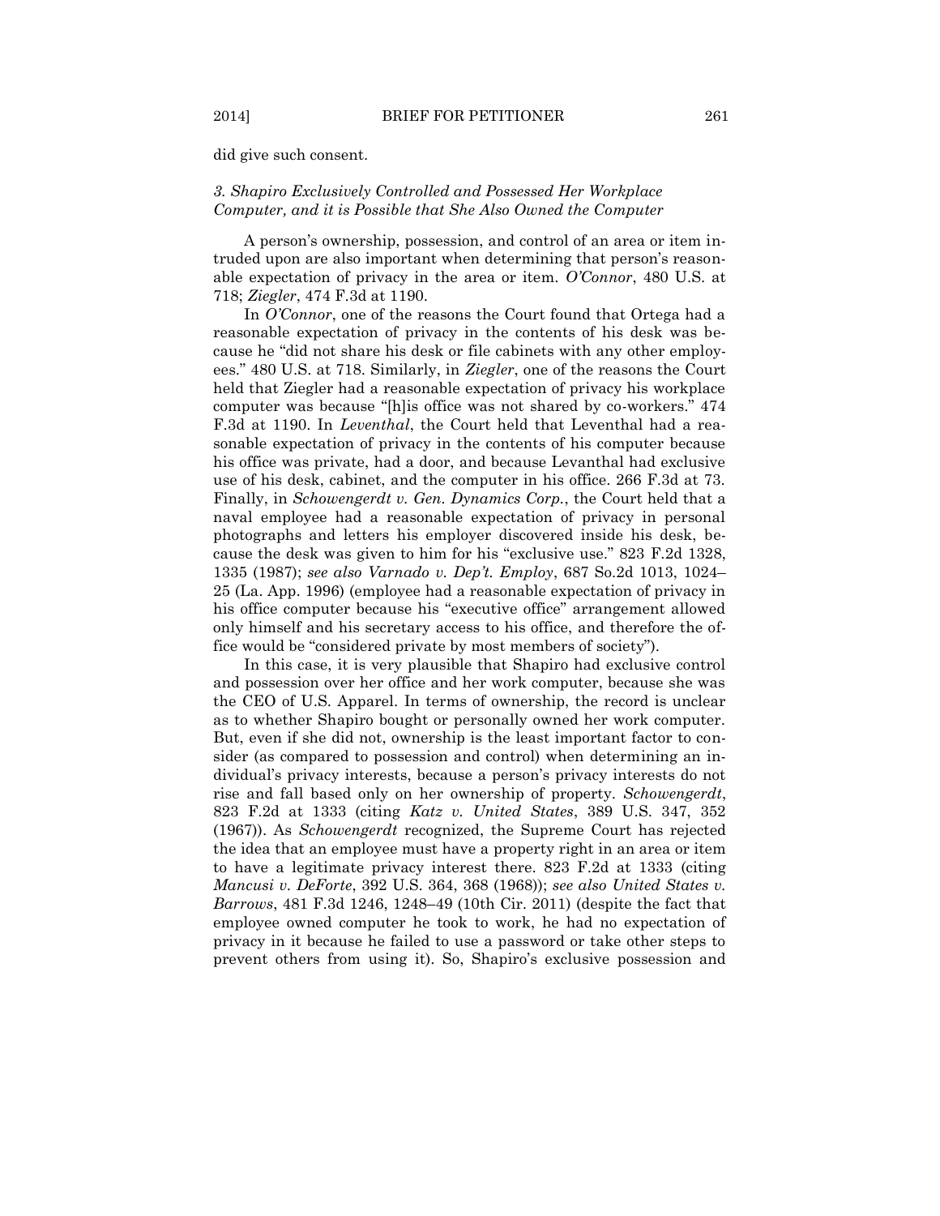did give such consent.

### *3. Shapiro Exclusively Controlled and Possessed Her Workplace Computer, and it is Possible that She Also Owned the Computer*

A person's ownership, possession, and control of an area or item intruded upon are also important when determining that person's reasonable expectation of privacy in the area or item. *O'Connor*, 480 U.S. at 718; *Ziegler*, 474 F.3d at 1190.

In *O'Connor*, one of the reasons the Court found that Ortega had a reasonable expectation of privacy in the contents of his desk was because he "did not share his desk or file cabinets with any other employees." 480 U.S. at 718. Similarly, in *Ziegler*, one of the reasons the Court held that Ziegler had a reasonable expectation of privacy his workplace computer was because "[h]is office was not shared by co-workers." 474 F.3d at 1190. In *Leventhal*, the Court held that Leventhal had a reasonable expectation of privacy in the contents of his computer because his office was private, had a door, and because Levanthal had exclusive use of his desk, cabinet, and the computer in his office. 266 F.3d at 73. Finally, in *Schowengerdt v. Gen. Dynamics Corp.*, the Court held that a naval employee had a reasonable expectation of privacy in personal photographs and letters his employer discovered inside his desk, because the desk was given to him for his "exclusive use." 823 F.2d 1328, 1335 (1987); *see also Varnado v. Dep't. Employ*, 687 So.2d 1013, 1024–25 (La. App. 1996) (employee had a reasonable expectation of privacy in his office computer because his "executive office" arrangement allowed only himself and his secretary access to his office, and therefore the office would be "considered private by most members of society").

In this case, it is very plausible that Shapiro had exclusive control and possession over her office and her work computer, because she was the CEO of U.S. Apparel. In terms of ownership, the record is unclear as to whether Shapiro bought or personally owned her work computer. But, even if she did not, ownership is the least important factor to consider (as compared to possession and control) when determining an individual's privacy interests, because a person's privacy interests do not rise and fall based only on her ownership of property. *Schowengerdt*, 823 F.2d at 1333 (citing *Katz v. United States*, 389 U.S. 347, 352 (1967)). As *Schowengerdt* recognized, the Supreme Court has rejected the idea that an employee must have a property right in an area or item to have a legitimate privacy interest there. 823 F.2d at 1333 (citing *Mancusi v. DeForte*, 392 U.S. 364, 368 (1968)); *see also United States v. Barrows*, 481 F.3d 1246, 1248–49 (10th Cir. 2011) (despite the fact that employee owned computer he took to work, he had no expectation of privacy in it because he failed to use a password or take other steps to prevent others from using it). So, Shapiro's exclusive possession and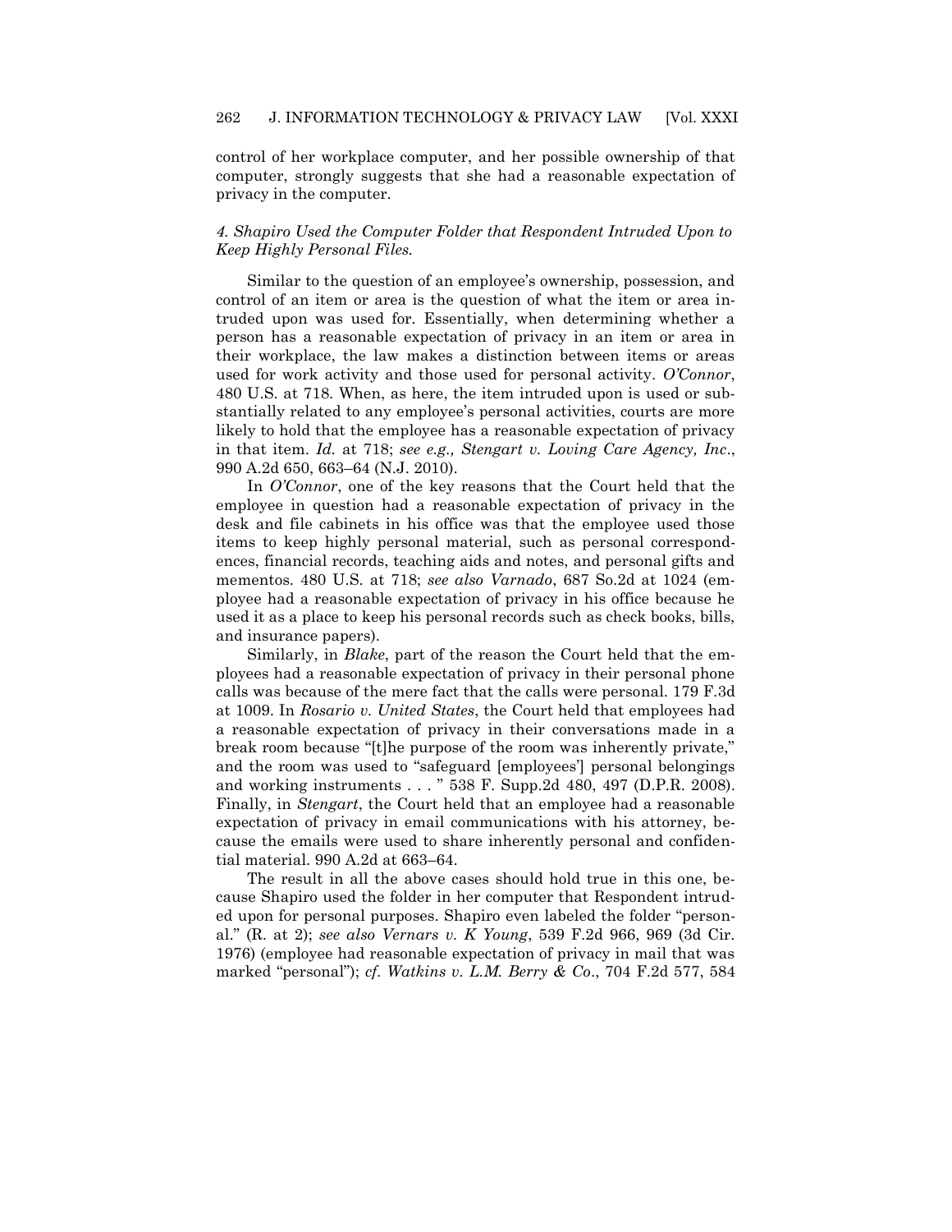control of her workplace computer, and her possible ownership of that computer, strongly suggests that she had a reasonable expectation of privacy in the computer.

#### *4. Shapiro Used the Computer Folder that Respondent Intruded Upon to Keep Highly Personal Files.*

Similar to the question of an employee's ownership, possession, and control of an item or area is the question of what the item or area intruded upon was used for. Essentially, when determining whether a person has a reasonable expectation of privacy in an item or area in their workplace, the law makes a distinction between items or areas used for work activity and those used for personal activity. *O'Connor*, 480 U.S. at 718. When, as here, the item intruded upon is used or substantially related to any employee's personal activities, courts are more likely to hold that the employee has a reasonable expectation of privacy in that item. *Id.* at 718; *see e.g., Stengart v. Loving Care Agency, Inc*., 990 A.2d 650, 663–64 (N.J. 2010).

In *O'Connor*, one of the key reasons that the Court held that the employee in question had a reasonable expectation of privacy in the desk and file cabinets in his office was that the employee used those items to keep highly personal material, such as personal correspondences, financial records, teaching aids and notes, and personal gifts and mementos. 480 U.S. at 718; *see also Varnado*, 687 So.2d at 1024 (employee had a reasonable expectation of privacy in his office because he used it as a place to keep his personal records such as check books, bills, and insurance papers).

Similarly, in *Blake*, part of the reason the Court held that the employees had a reasonable expectation of privacy in their personal phone calls was because of the mere fact that the calls were personal. 179 F.3d at 1009. In *Rosario v. United States*, the Court held that employees had a reasonable expectation of privacy in their conversations made in a break room because "[t]he purpose of the room was inherently private," and the room was used to "safeguard [employees'] personal belongings and working instruments . . . " 538 F. Supp.2d 480, 497 (D.P.R. 2008). Finally, in *Stengart*, the Court held that an employee had a reasonable expectation of privacy in email communications with his attorney, because the emails were used to share inherently personal and confidential material. 990 A.2d at 663–64.

The result in all the above cases should hold true in this one, because Shapiro used the folder in her computer that Respondent intruded upon for personal purposes. Shapiro even labeled the folder "personal." (R. at 2); *see also Vernars v. K Young*, 539 F.2d 966, 969 (3d Cir. 1976) (employee had reasonable expectation of privacy in mail that was marked "personal"); *cf. Watkins v. L.M. Berry & Co*., 704 F.2d 577, 584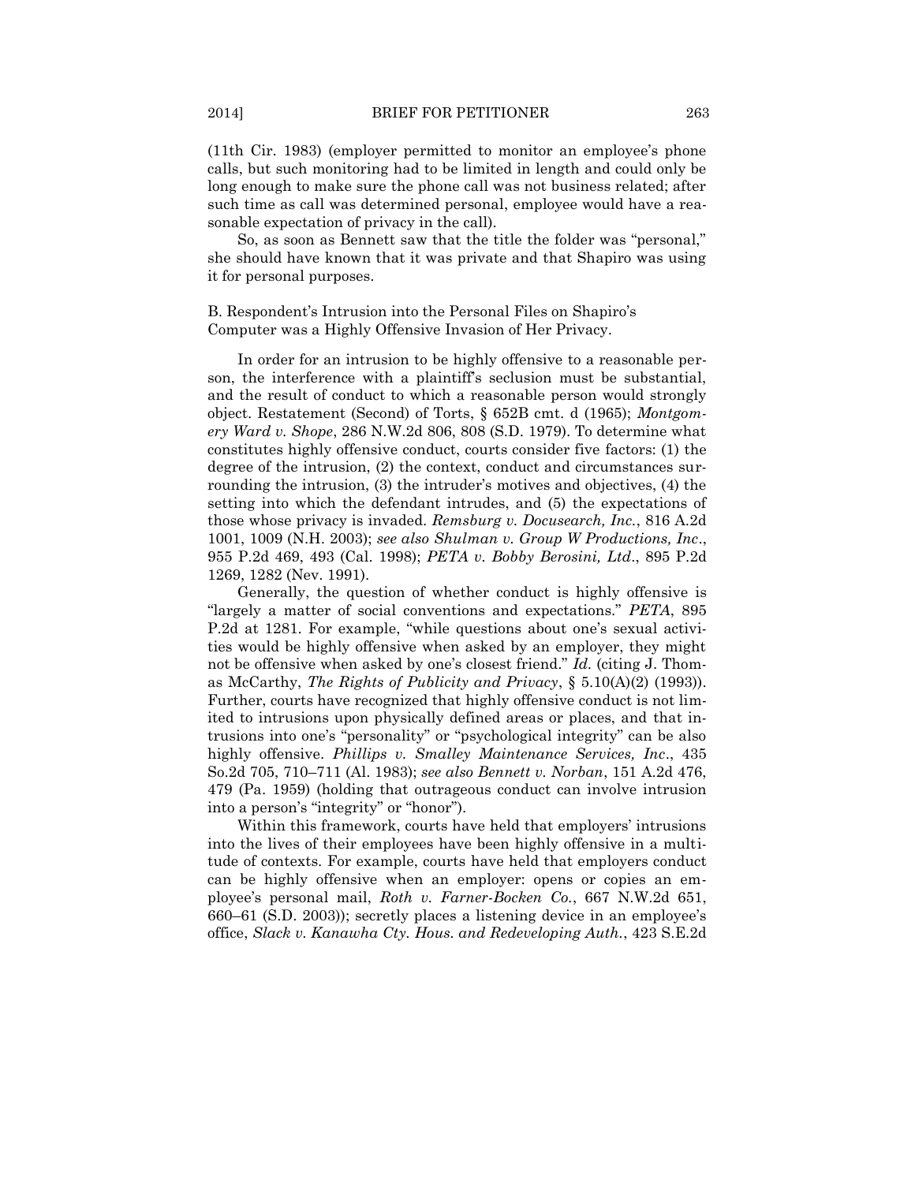(11th Cir. 1983) (employer permitted to monitor an employee's phone calls, but such monitoring had to be limited in length and could only be long enough to make sure the phone call was not business related; after such time as call was determined personal, employee would have a reasonable expectation of privacy in the call).

So, as soon as Bennett saw that the title the folder was "personal," she should have known that it was private and that Shapiro was using it for personal purposes.

B. Respondent's Intrusion into the Personal Files on Shapiro's Computer was a Highly Offensive Invasion of Her Privacy.

In order for an intrusion to be highly offensive to a reasonable person, the interference with a plaintiff's seclusion must be substantial, and the result of conduct to which a reasonable person would strongly object. Restatement (Second) of Torts, § 652B cmt. d (1965); *Montgomery Ward v. Shope*, 286 N.W.2d 806, 808 (S.D. 1979). To determine what constitutes highly offensive conduct, courts consider five factors: (1) the degree of the intrusion, (2) the context, conduct and circumstances surrounding the intrusion, (3) the intruder's motives and objectives, (4) the setting into which the defendant intrudes, and (5) the expectations of those whose privacy is invaded. *Remsburg v. Docusearch, Inc.*, 816 A.2d 1001, 1009 (N.H. 2003); *see also Shulman v. Group W Productions, Inc*., 955 P.2d 469, 493 (Cal. 1998); *PETA v. Bobby Berosini, Ltd*., 895 P.2d 1269, 1282 (Nev. 1991).

Generally, the question of whether conduct is highly offensive is "largely a matter of social conventions and expectations." *PETA*, 895 P.2d at 1281. For example, "while questions about one's sexual activities would be highly offensive when asked by an employer, they might not be offensive when asked by one's closest friend." *Id.* (citing J. Thomas McCarthy, *The Rights of Publicity and Privacy*, § 5.10(A)(2) (1993)). Further, courts have recognized that highly offensive conduct is not limited to intrusions upon physically defined areas or places, and that intrusions into one's "personality" or "psychological integrity" can be also highly offensive. *Phillips v. Smalley Maintenance Services, Inc*., 435 So.2d 705, 710–711 (Al. 1983); *see also Bennett v. Norban*, 151 A.2d 476, 479 (Pa. 1959) (holding that outrageous conduct can involve intrusion into a person's "integrity" or "honor").

Within this framework, courts have held that employers' intrusions into the lives of their employees have been highly offensive in a multitude of contexts. For example, courts have held that employers conduct can be highly offensive when an employer: opens or copies an employee's personal mail, *Roth v. Farner-Bocken Co.*, 667 N.W.2d 651, 660–61 (S.D. 2003)); secretly places a listening device in an employee's office, *Slack v. Kanawha Cty. Hous. and Redeveloping Auth.*, 423 S.E.2d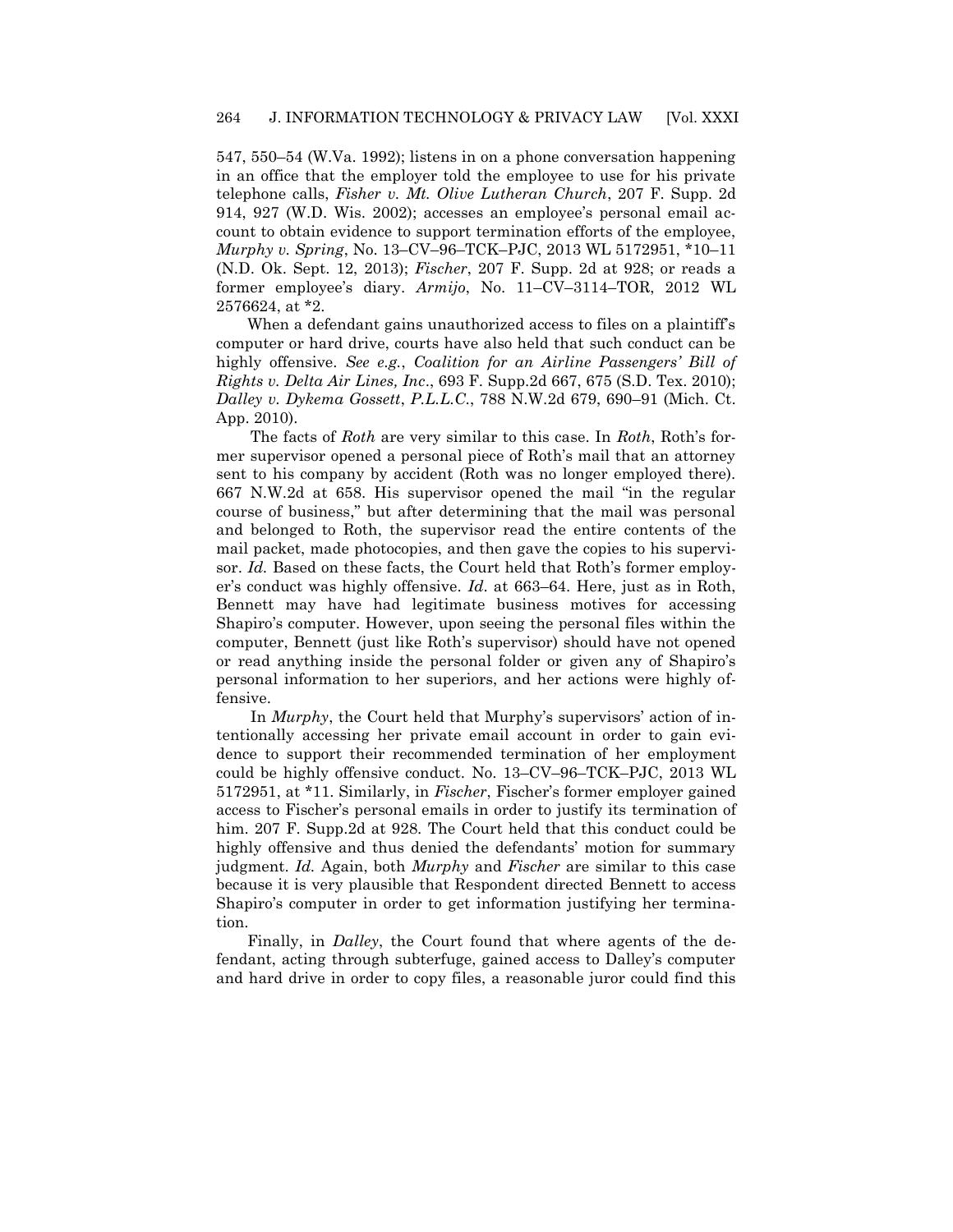547, 550–54 (W.Va. 1992); listens in on a phone conversation happening in an office that the employer told the employee to use for his private telephone calls, *Fisher v. Mt. Olive Lutheran Church*, 207 F. Supp. 2d 914, 927 (W.D. Wis. 2002); accesses an employee's personal email account to obtain evidence to support termination efforts of the employee, *Murphy v. Spring*, No. 13–CV–96–TCK–PJC, 2013 WL 5172951, *10–11 (N.D. Ok. Sept. 12, 2013); *Fischer*, 207 F. Supp. 2d at 928; or reads a former employee's diary. *Armijo*, No. 11–CV–3114–TOR, 2012 WL 2576624, at *2.

When a defendant gains unauthorized access to files on a plaintiff's computer or hard drive, courts have also held that such conduct can be highly offensive. *See e.g.*, *Coalition for an Airline Passengers' Bill of Rights v. Delta Air Lines, Inc*., 693 F. Supp.2d 667, 675 (S.D. Tex. 2010); *Dalley v. Dykema Gossett*, *P.L.L.C*., 788 N.W.2d 679, 690–91 (Mich. Ct. App. 2010).

The facts of *Roth* are very similar to this case. In *Roth*, Roth's former supervisor opened a personal piece of Roth's mail that an attorney sent to his company by accident (Roth was no longer employed there). 667 N.W.2d at 658. His supervisor opened the mail "in the regular course of business," but after determining that the mail was personal and belonged to Roth, the supervisor read the entire contents of the mail packet, made photocopies, and then gave the copies to his supervisor. *Id.* Based on these facts, the Court held that Roth's former employer's conduct was highly offensive. *Id*. at 663–64. Here, just as in Roth, Bennett may have had legitimate business motives for accessing Shapiro's computer. However, upon seeing the personal files within the computer, Bennett (just like Roth's supervisor) should have not opened or read anything inside the personal folder or given any of Shapiro's personal information to her superiors, and her actions were highly offensive.

In *Murphy*, the Court held that Murphy's supervisors' action of intentionally accessing her private email account in order to gain evidence to support their recommended termination of her employment could be highly offensive conduct. No. 13–CV–96–TCK–PJC, 2013 WL 5172951, at *11. Similarly, in *Fischer*, Fischer's former employer gained access to Fischer's personal emails in order to justify its termination of him. 207 F. Supp.2d at 928. The Court held that this conduct could be highly offensive and thus denied the defendants' motion for summary judgment. *Id.* Again, both *Murphy* and *Fischer* are similar to this case because it is very plausible that Respondent directed Bennett to access Shapiro's computer in order to get information justifying her termination.

Finally, in *Dalley*, the Court found that where agents of the defendant, acting through subterfuge, gained access to Dalley's computer and hard drive in order to copy files, a reasonable juror could find this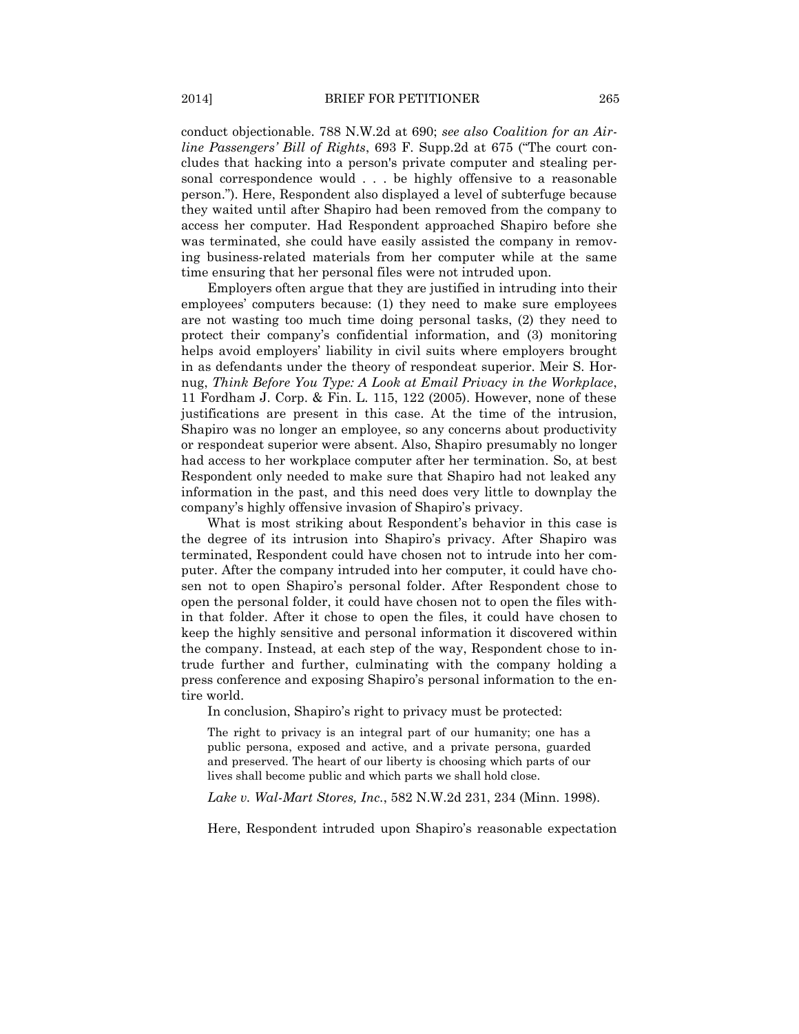conduct objectionable. 788 N.W.2d at 690; *see also Coalition for an Airline Passengers' Bill of Rights*, 693 F. Supp.2d at 675 ("The court concludes that hacking into a person's private computer and stealing personal correspondence would . . . be highly offensive to a reasonable person."). Here, Respondent also displayed a level of subterfuge because they waited until after Shapiro had been removed from the company to access her computer. Had Respondent approached Shapiro before she was terminated, she could have easily assisted the company in removing business-related materials from her computer while at the same time ensuring that her personal files were not intruded upon.

Employers often argue that they are justified in intruding into their employees' computers because: (1) they need to make sure employees are not wasting too much time doing personal tasks, (2) they need to protect their company's confidential information, and (3) monitoring helps avoid employers' liability in civil suits where employers brought in as defendants under the theory of respondeat superior. Meir S. Hornug, *Think Before You Type: A Look at Email Privacy in the Workplace*, 11 Fordham J. Corp. & Fin. L. 115, 122 (2005). However, none of these justifications are present in this case. At the time of the intrusion, Shapiro was no longer an employee, so any concerns about productivity or respondeat superior were absent. Also, Shapiro presumably no longer had access to her workplace computer after her termination. So, at best Respondent only needed to make sure that Shapiro had not leaked any information in the past, and this need does very little to downplay the company's highly offensive invasion of Shapiro's privacy.

What is most striking about Respondent's behavior in this case is the degree of its intrusion into Shapiro's privacy. After Shapiro was terminated, Respondent could have chosen not to intrude into her computer. After the company intruded into her computer, it could have chosen not to open Shapiro's personal folder. After Respondent chose to open the personal folder, it could have chosen not to open the files within that folder. After it chose to open the files, it could have chosen to keep the highly sensitive and personal information it discovered within the company. Instead, at each step of the way, Respondent chose to intrude further and further, culminating with the company holding a press conference and exposing Shapiro's personal information to the entire world.

In conclusion, Shapiro's right to privacy must be protected:

> The right to privacy is an integral part of our humanity; one has a public persona, exposed and active, and a private persona, guarded and preserved. The heart of our liberty is choosing which parts of our lives shall become public and which parts we shall hold close.

*Lake v. Wal-Mart Stores, Inc.*, 582 N.W.2d 231, 234 (Minn. 1998).

Here, Respondent intruded upon Shapiro's reasonable expectation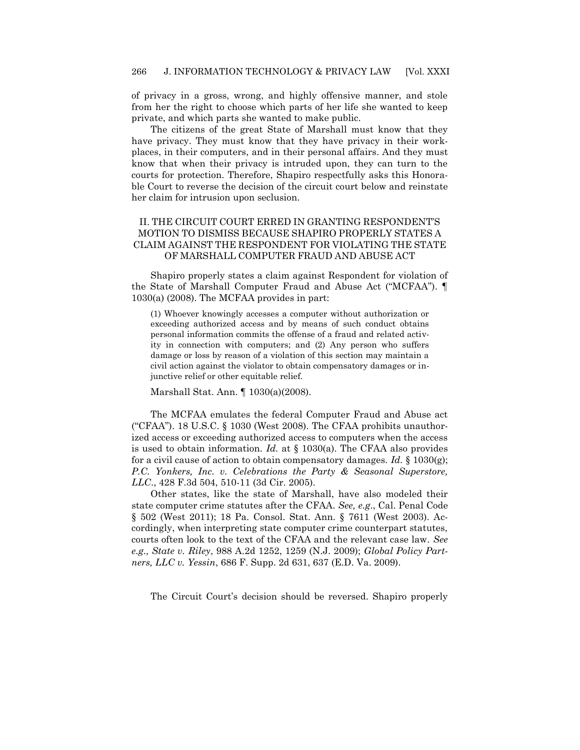of privacy in a gross, wrong, and highly offensive manner, and stole from her the right to choose which parts of her life she wanted to keep private, and which parts she wanted to make public.

The citizens of the great State of Marshall must know that they have privacy. They must know that they have privacy in their workplaces, in their computers, and in their personal affairs. And they must know that when their privacy is intruded upon, they can turn to the courts for protection. Therefore, Shapiro respectfully asks this Honorable Court to reverse the decision of the circuit court below and reinstate her claim for intrusion upon seclusion.

## II. THE CIRCUIT COURT ERRED IN GRANTING RESPONDENT'S MOTION TO DISMISS BECAUSE SHAPIRO PROPERLY STATES A CLAIM AGAINST THE RESPONDENT FOR VIOLATING THE STATE OF MARSHALL COMPUTER FRAUD AND ABUSE ACT

Shapiro properly states a claim against Respondent for violation of the State of Marshall Computer Fraud and Abuse Act ("MCFAA"). ¶ 1030(a) (2008). The MCFAA provides in part:

> (1) Whoever knowingly accesses a computer without authorization or exceeding authorized access and by means of such conduct obtains personal information commits the offense of a fraud and related activity in connection with computers; and (2) Any person who suffers damage or loss by reason of a violation of this section may maintain a civil action against the violator to obtain compensatory damages or injunctive relief or other equitable relief.
>
> Marshall Stat. Ann. ¶ 1030(a)(2008).

The MCFAA emulates the federal Computer Fraud and Abuse act ("CFAA"). 18 U.S.C. § 1030 (West 2008). The CFAA prohibits unauthorized access or exceeding authorized access to computers when the access is used to obtain information. *Id.* at § 1030(a). The CFAA also provides for a civil cause of action to obtain compensatory damages. *Id.* § 1030(g); *P.C. Yonkers, Inc. v. Celebrations the Party & Seasonal Superstore, LLC*., 428 F.3d 504, 510-11 (3d Cir. 2005).

Other states, like the state of Marshall, have also modeled their state computer crime statutes after the CFAA. *See, e.g*., Cal. Penal Code § 502 (West 2011); 18 Pa. Consol. Stat. Ann. § 7611 (West 2003). Accordingly, when interpreting state computer crime counterpart statutes, courts often look to the text of the CFAA and the relevant case law. *See e.g., State v. Riley*, 988 A.2d 1252, 1259 (N.J. 2009); *Global Policy Partners, LLC v. Yessin*, 686 F. Supp. 2d 631, 637 (E.D. Va. 2009).

The Circuit Court's decision should be reversed. Shapiro properly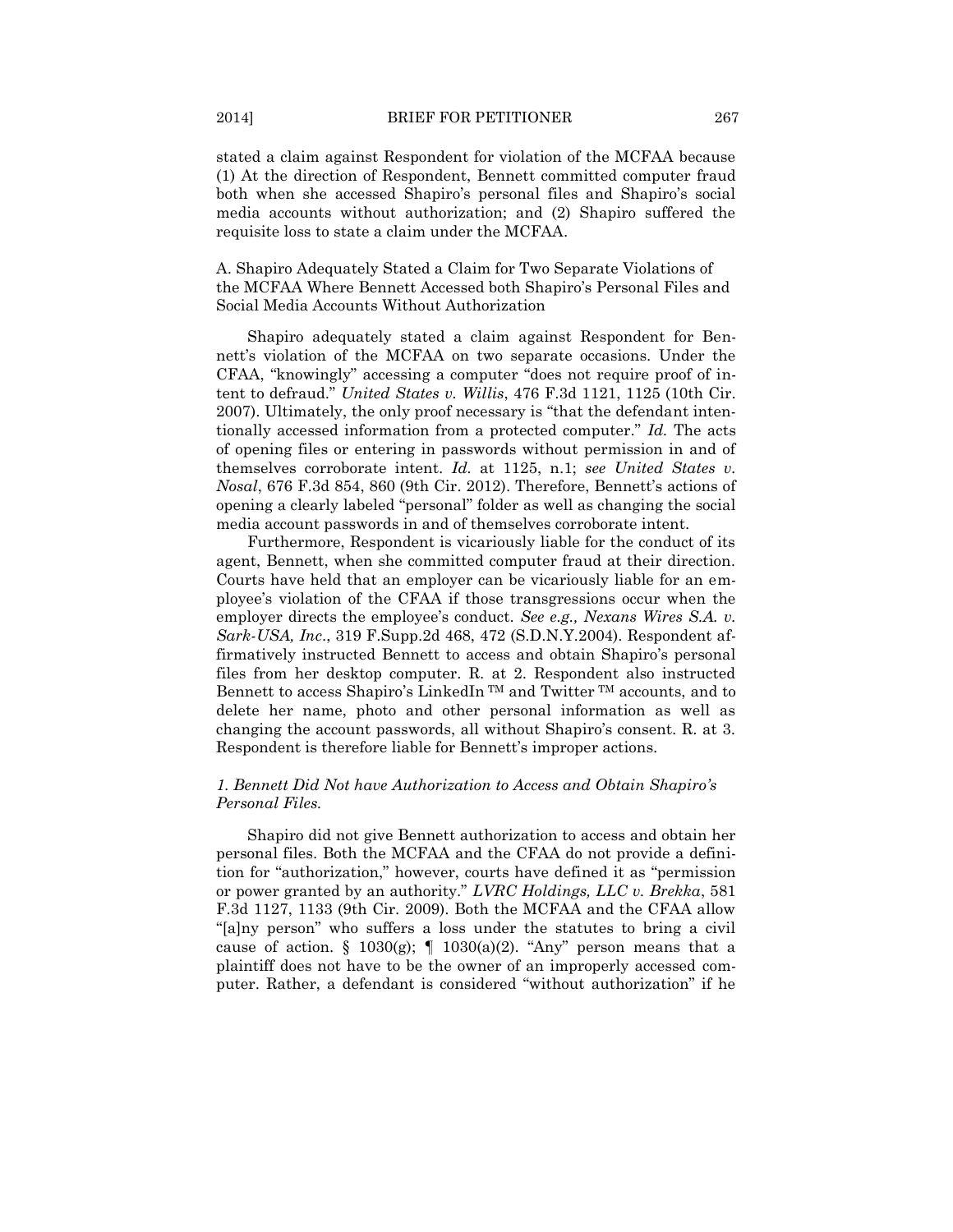stated a claim against Respondent for violation of the MCFAA because (1) At the direction of Respondent, Bennett committed computer fraud both when she accessed Shapiro's personal files and Shapiro's social media accounts without authorization; and (2) Shapiro suffered the requisite loss to state a claim under the MCFAA.

A. Shapiro Adequately Stated a Claim for Two Separate Violations of the MCFAA Where Bennett Accessed both Shapiro's Personal Files and Social Media Accounts Without Authorization

Shapiro adequately stated a claim against Respondent for Bennett's violation of the MCFAA on two separate occasions. Under the CFAA, "knowingly" accessing a computer "does not require proof of intent to defraud." *United States v. Willis*, 476 F.3d 1121, 1125 (10th Cir. 2007). Ultimately, the only proof necessary is "that the defendant intentionally accessed information from a protected computer." *Id.* The acts of opening files or entering in passwords without permission in and of themselves corroborate intent. *Id.* at 1125, n.1; *see United States v. Nosal*, 676 F.3d 854, 860 (9th Cir. 2012). Therefore, Bennett's actions of opening a clearly labeled "personal" folder as well as changing the social media account passwords in and of themselves corroborate intent.

Furthermore, Respondent is vicariously liable for the conduct of its agent, Bennett, when she committed computer fraud at their direction. Courts have held that an employer can be vicariously liable for an employee's violation of the CFAA if those transgressions occur when the employer directs the employee's conduct. *See e.g., Nexans Wires S.A. v. Sark-USA, Inc*., 319 F.Supp.2d 468, 472 (S.D.N.Y.2004). Respondent affirmatively instructed Bennett to access and obtain Shapiro's personal files from her desktop computer. R. at 2. Respondent also instructed Bennett to access Shapiro's LinkedIn ™ and Twitter ™ accounts, and to delete her name, photo and other personal information as well as changing the account passwords, all without Shapiro's consent. R. at 3. Respondent is therefore liable for Bennett's improper actions.

*1. Bennett Did Not have Authorization to Access and Obtain Shapiro's Personal Files.*

Shapiro did not give Bennett authorization to access and obtain her personal files. Both the MCFAA and the CFAA do not provide a definition for "authorization," however, courts have defined it as "permission or power granted by an authority." *LVRC Holdings, LLC v. Brekka*, 581 F.3d 1127, 1133 (9th Cir. 2009). Both the MCFAA and the CFAA allow "[a]ny person" who suffers a loss under the statutes to bring a civil cause of action. § 1030(g); ¶ 1030(a)(2). "Any" person means that a plaintiff does not have to be the owner of an improperly accessed computer. Rather, a defendant is considered "without authorization" if he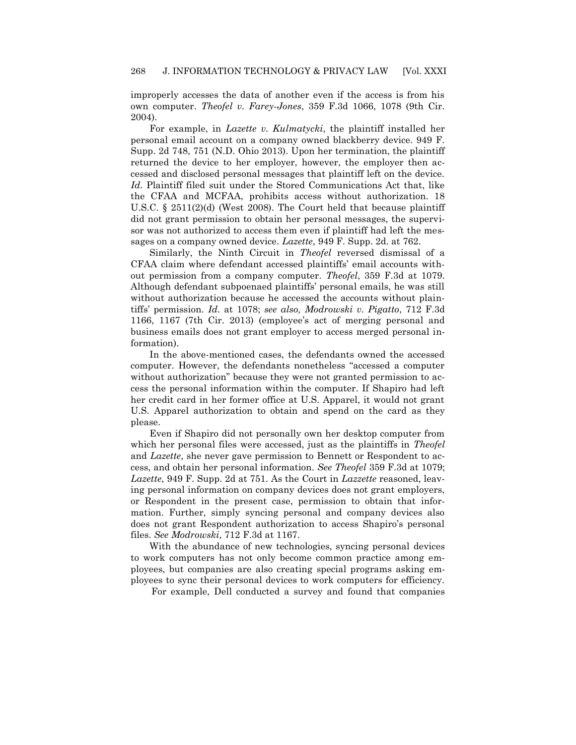improperly accesses the data of another even if the access is from his own computer. *Theofel v. Farey-Jones*, 359 F.3d 1066, 1078 (9th Cir. 2004).

For example, in *Lazette v. Kulmatycki*, the plaintiff installed her personal email account on a company owned blackberry device. 949 F. Supp. 2d 748, 751 (N.D. Ohio 2013). Upon her termination, the plaintiff returned the device to her employer, however, the employer then accessed and disclosed personal messages that plaintiff left on the device. *Id.* Plaintiff filed suit under the Stored Communications Act that, like the CFAA and MCFAA, prohibits access without authorization. 18 U.S.C. § 2511(2)(d) (West 2008). The Court held that because plaintiff did not grant permission to obtain her personal messages, the supervisor was not authorized to access them even if plaintiff had left the messages on a company owned device. *Lazette*, 949 F. Supp. 2d. at 762.

Similarly, the Ninth Circuit in *Theofel* reversed dismissal of a CFAA claim where defendant accessed plaintiffs' email accounts without permission from a company computer. *Theofel*, 359 F.3d at 1079. Although defendant subpoenaed plaintiffs' personal emails, he was still without authorization because he accessed the accounts without plaintiffs' permission. *Id.* at 1078; *see also, Modrowski v. Pigatto*, 712 F.3d 1166, 1167 (7th Cir. 2013) (employee's act of merging personal and business emails does not grant employer to access merged personal information).

In the above-mentioned cases, the defendants owned the accessed computer. However, the defendants nonetheless "accessed a computer without authorization" because they were not granted permission to access the personal information within the computer. If Shapiro had left her credit card in her former office at U.S. Apparel, it would not grant U.S. Apparel authorization to obtain and spend on the card as they please.

Even if Shapiro did not personally own her desktop computer from which her personal files were accessed, just as the plaintiffs in *Theofel* and *Lazette*, she never gave permission to Bennett or Respondent to access, and obtain her personal information. *See Theofel* 359 F.3d at 1079; *Lazette*, 949 F. Supp. 2d at 751. As the Court in *Lazzette* reasoned, leaving personal information on company devices does not grant employers, or Respondent in the present case, permission to obtain that information. Further, simply syncing personal and company devices also does not grant Respondent authorization to access Shapiro's personal files. *See Modrowski*, 712 F.3d at 1167.

With the abundance of new technologies, syncing personal devices to work computers has not only become common practice among employees, but companies are also creating special programs asking employees to sync their personal devices to work computers for efficiency.

For example, Dell conducted a survey and found that companies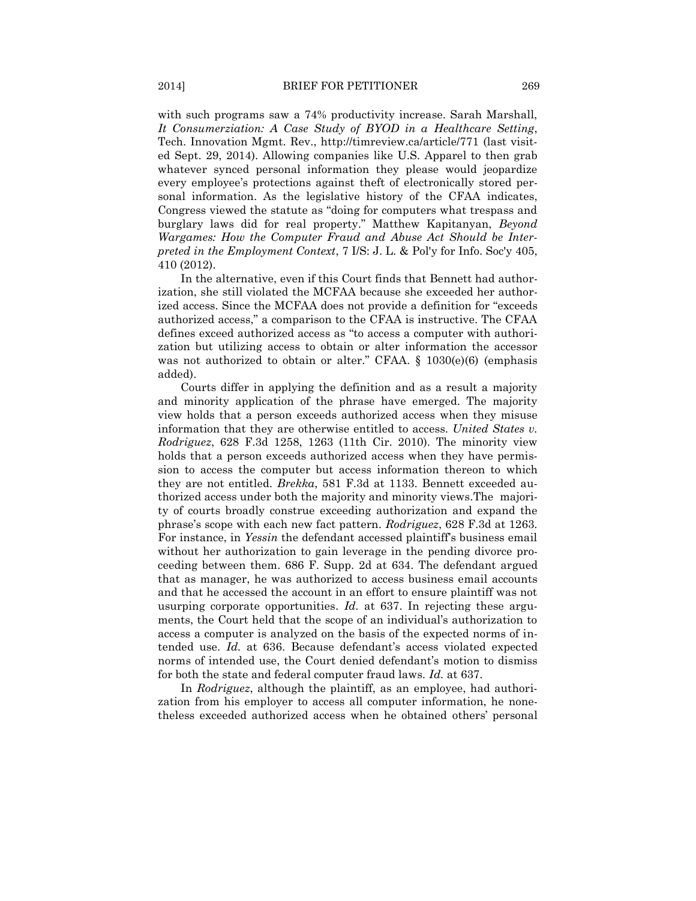with such programs saw a 74% productivity increase. Sarah Marshall, *It Consumerziation: A Case Study of BYOD in a Healthcare Setting*, Tech. Innovation Mgmt. Rev., http://timreview.ca/article/771 (last visited Sept. 29, 2014). Allowing companies like U.S. Apparel to then grab whatever synced personal information they please would jeopardize every employee's protections against theft of electronically stored personal information. As the legislative history of the CFAA indicates, Congress viewed the statute as "doing for computers what trespass and burglary laws did for real property." Matthew Kapitanyan, *Beyond Wargames: How the Computer Fraud and Abuse Act Should be Interpreted in the Employment Context*, 7 I/S: J. L. & Pol'y for Info. Soc'y 405, 410 (2012).

In the alternative, even if this Court finds that Bennett had authorization, she still violated the MCFAA because she exceeded her authorized access. Since the MCFAA does not provide a definition for "exceeds authorized access," a comparison to the CFAA is instructive. The CFAA defines exceed authorized access as "to access a computer with authorization but utilizing access to obtain or alter information the accessor was not authorized to obtain or alter." CFAA. § 1030(e)(6) (emphasis added).

Courts differ in applying the definition and as a result a majority and minority application of the phrase have emerged. The majority view holds that a person exceeds authorized access when they misuse information that they are otherwise entitled to access. *United States v. Rodriguez*, 628 F.3d 1258, 1263 (11th Cir. 2010). The minority view holds that a person exceeds authorized access when they have permission to access the computer but access information thereon to which they are not entitled. *Brekka*, 581 F.3d at 1133. Bennett exceeded authorized access under both the majority and minority views.The majority of courts broadly construe exceeding authorization and expand the phrase's scope with each new fact pattern. *Rodriguez*, 628 F.3d at 1263. For instance, in *Yessin* the defendant accessed plaintiff's business email without her authorization to gain leverage in the pending divorce proceeding between them. 686 F. Supp. 2d at 634. The defendant argued that as manager, he was authorized to access business email accounts and that he accessed the account in an effort to ensure plaintiff was not usurping corporate opportunities. *Id.* at 637. In rejecting these arguments, the Court held that the scope of an individual's authorization to access a computer is analyzed on the basis of the expected norms of intended use. *Id.* at 636. Because defendant's access violated expected norms of intended use, the Court denied defendant's motion to dismiss for both the state and federal computer fraud laws. *Id.* at 637.

In *Rodriguez*, although the plaintiff, as an employee, had authorization from his employer to access all computer information, he nonetheless exceeded authorized access when he obtained others' personal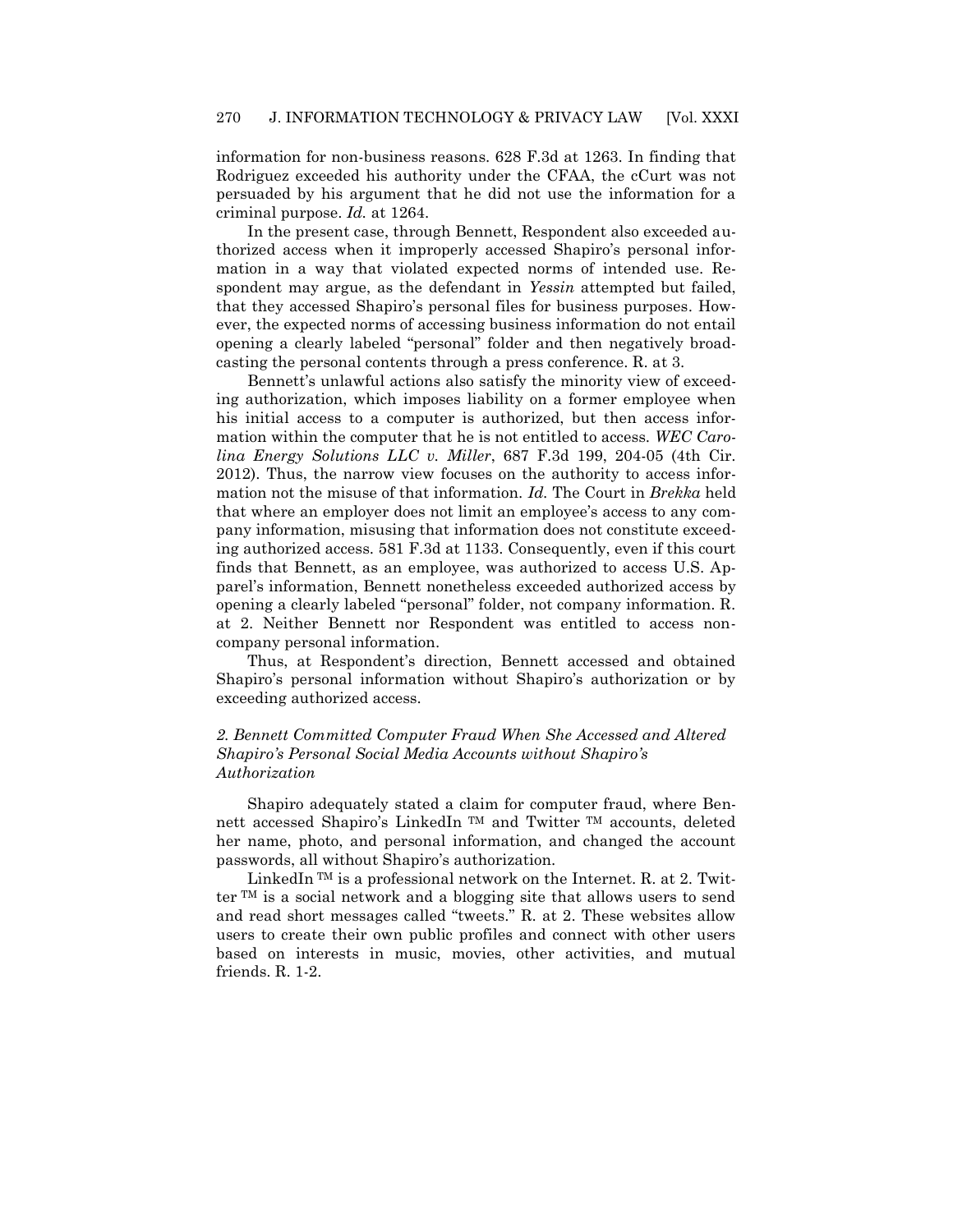information for non-business reasons. 628 F.3d at 1263. In finding that Rodriguez exceeded his authority under the CFAA, the cCurt was not persuaded by his argument that he did not use the information for a criminal purpose. *Id.* at 1264.

In the present case, through Bennett, Respondent also exceeded authorized access when it improperly accessed Shapiro's personal information in a way that violated expected norms of intended use. Respondent may argue, as the defendant in *Yessin* attempted but failed, that they accessed Shapiro's personal files for business purposes. However, the expected norms of accessing business information do not entail opening a clearly labeled "personal" folder and then negatively broadcasting the personal contents through a press conference. R. at 3.

Bennett's unlawful actions also satisfy the minority view of exceeding authorization, which imposes liability on a former employee when his initial access to a computer is authorized, but then access information within the computer that he is not entitled to access. *WEC Carolina Energy Solutions LLC v. Miller*, 687 F.3d 199, 204-05 (4th Cir. 2012). Thus, the narrow view focuses on the authority to access information not the misuse of that information. *Id.* The Court in *Brekka* held that where an employer does not limit an employee's access to any company information, misusing that information does not constitute exceeding authorized access. 581 F.3d at 1133. Consequently, even if this court finds that Bennett, as an employee, was authorized to access U.S. Apparel's information, Bennett nonetheless exceeded authorized access by opening a clearly labeled "personal" folder, not company information. R. at 2. Neither Bennett nor Respondent was entitled to access non-company personal information.

Thus, at Respondent's direction, Bennett accessed and obtained Shapiro's personal information without Shapiro's authorization or by exceeding authorized access.

### *2. Bennett Committed Computer Fraud When She Accessed and Altered Shapiro's Personal Social Media Accounts without Shapiro's Authorization*

Shapiro adequately stated a claim for computer fraud, where Bennett accessed Shapiro's LinkedIn ™ and Twitter ™ accounts, deleted her name, photo, and personal information, and changed the account passwords, all without Shapiro's authorization.

LinkedIn ™ is a professional network on the Internet. R. at 2. Twitter ™ is a social network and a blogging site that allows users to send and read short messages called "tweets." R. at 2. These websites allow users to create their own public profiles and connect with other users based on interests in music, movies, other activities, and mutual friends. R. 1-2.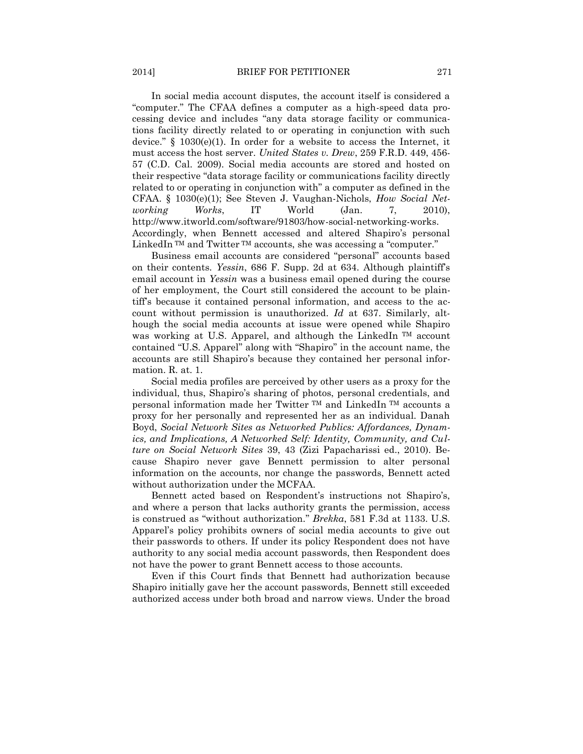In social media account disputes, the account itself is considered a "computer." The CFAA defines a computer as a high-speed data processing device and includes "any data storage facility or communications facility directly related to or operating in conjunction with such device." § 1030(e)(1). In order for a website to access the Internet, it must access the host server. *United States v. Drew*, 259 F.R.D. 449, 456-57 (C.D. Cal. 2009). Social media accounts are stored and hosted on their respective "data storage facility or communications facility directly related to or operating in conjunction with" a computer as defined in the CFAA. § 1030(e)(1); See Steven J. Vaughan-Nichols, *How Social Networking Works*, IT World (Jan. 7, 2010), http://www.itworld.com/software/91803/how-social-networking-works. Accordingly, when Bennett accessed and altered Shapiro's personal LinkedIn ™ and Twitter ™ accounts, she was accessing a "computer."

Business email accounts are considered "personal" accounts based on their contents. *Yessin*, 686 F. Supp. 2d at 634. Although plaintiff's email account in *Yessin* was a business email opened during the course of her employment, the Court still considered the account to be plaintiff's because it contained personal information, and access to the account without permission is unauthorized. *Id* at 637. Similarly, although the social media accounts at issue were opened while Shapiro was working at U.S. Apparel, and although the LinkedIn ™ account contained "U.S. Apparel" along with "Shapiro" in the account name, the accounts are still Shapiro's because they contained her personal information. R. at. 1.

Social media profiles are perceived by other users as a proxy for the individual, thus, Shapiro's sharing of photos, personal credentials, and personal information made her Twitter ™ and LinkedIn ™ accounts a proxy for her personally and represented her as an individual. Danah Boyd, *Social Network Sites as Networked Publics: Affordances, Dynamics, and Implications, A Networked Self: Identity, Community, and Culture on Social Network Sites* 39, 43 (Zizi Papacharissi ed., 2010). Because Shapiro never gave Bennett permission to alter personal information on the accounts, nor change the passwords, Bennett acted without authorization under the MCFAA.

Bennett acted based on Respondent's instructions not Shapiro's, and where a person that lacks authority grants the permission, access is construed as "without authorization." *Brekka*, 581 F.3d at 1133. U.S. Apparel's policy prohibits owners of social media accounts to give out their passwords to others. If under its policy Respondent does not have authority to any social media account passwords, then Respondent does not have the power to grant Bennett access to those accounts.

Even if this Court finds that Bennett had authorization because Shapiro initially gave her the account passwords, Bennett still exceeded authorized access under both broad and narrow views. Under the broad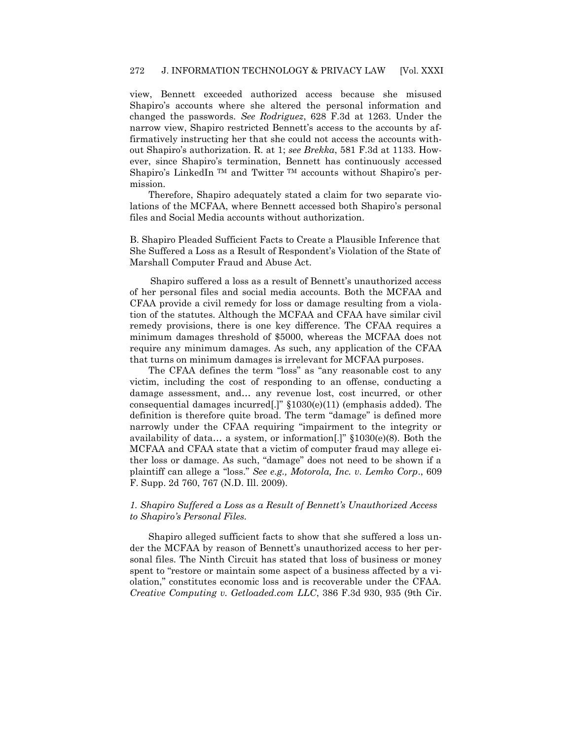view, Bennett exceeded authorized access because she misused Shapiro's accounts where she altered the personal information and changed the passwords. *See Rodriguez*, 628 F.3d at 1263. Under the narrow view, Shapiro restricted Bennett's access to the accounts by affirmatively instructing her that she could not access the accounts without Shapiro's authorization. R. at 1; *see Brekka*, 581 F.3d at 1133. However, since Shapiro's termination, Bennett has continuously accessed Shapiro's LinkedIn ™ and Twitter ™ accounts without Shapiro's permission.

Therefore, Shapiro adequately stated a claim for two separate violations of the MCFAA, where Bennett accessed both Shapiro's personal files and Social Media accounts without authorization.

B. Shapiro Pleaded Sufficient Facts to Create a Plausible Inference that She Suffered a Loss as a Result of Respondent's Violation of the State of Marshall Computer Fraud and Abuse Act.

Shapiro suffered a loss as a result of Bennett's unauthorized access of her personal files and social media accounts. Both the MCFAA and CFAA provide a civil remedy for loss or damage resulting from a violation of the statutes. Although the MCFAA and CFAA have similar civil remedy provisions, there is one key difference. The CFAA requires a minimum damages threshold of $5000, whereas the MCFAA does not require any minimum damages. As such, any application of the CFAA that turns on minimum damages is irrelevant for MCFAA purposes.

The CFAA defines the term "loss" as "any reasonable cost to any victim, including the cost of responding to an offense, conducting a damage assessment, and… any revenue lost, cost incurred, or other consequential damages incurred[.]" §1030(e)(11) (emphasis added). The definition is therefore quite broad. The term "damage" is defined more narrowly under the CFAA requiring "impairment to the integrity or availability of data… a system, or information[.]" §1030(e)(8). Both the MCFAA and CFAA state that a victim of computer fraud may allege either loss or damage. As such, "damage" does not need to be shown if a plaintiff can allege a "loss." *See e.g., Motorola, Inc. v. Lemko Corp*., 609 F. Supp. 2d 760, 767 (N.D. Ill. 2009).

*1. Shapiro Suffered a Loss as a Result of Bennett's Unauthorized Access to Shapiro's Personal Files.*

Shapiro alleged sufficient facts to show that she suffered a loss under the MCFAA by reason of Bennett's unauthorized access to her personal files. The Ninth Circuit has stated that loss of business or money spent to "restore or maintain some aspect of a business affected by a violation," constitutes economic loss and is recoverable under the CFAA. *Creative Computing v. Getloaded.com LLC*, 386 F.3d 930, 935 (9th Cir.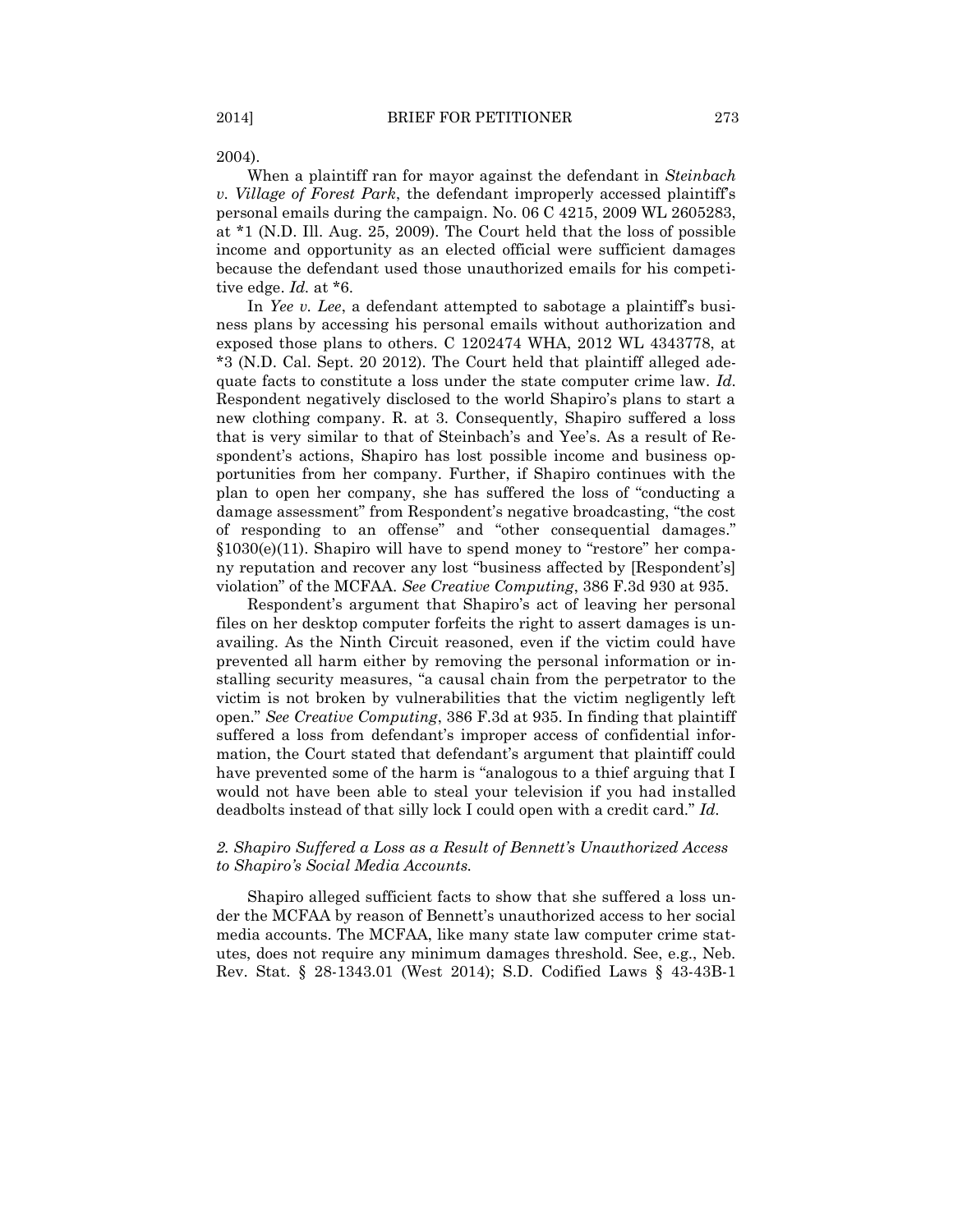2004).

When a plaintiff ran for mayor against the defendant in *Steinbach v. Village of Forest Park*, the defendant improperly accessed plaintiff's personal emails during the campaign. No. 06 C 4215, 2009 WL 2605283, at *1 (N.D. Ill. Aug. 25, 2009). The Court held that the loss of possible income and opportunity as an elected official were sufficient damages because the defendant used those unauthorized emails for his competitive edge. *Id.* at *6.

In *Yee v. Lee*, a defendant attempted to sabotage a plaintiff's business plans by accessing his personal emails without authorization and exposed those plans to others. C 1202474 WHA, 2012 WL 4343778, at *3 (N.D. Cal. Sept. 20 2012). The Court held that plaintiff alleged adequate facts to constitute a loss under the state computer crime law. *Id.* Respondent negatively disclosed to the world Shapiro's plans to start a new clothing company. R. at 3. Consequently, Shapiro suffered a loss that is very similar to that of Steinbach's and Yee's. As a result of Respondent's actions, Shapiro has lost possible income and business opportunities from her company. Further, if Shapiro continues with the plan to open her company, she has suffered the loss of "conducting a damage assessment" from Respondent's negative broadcasting, "the cost of responding to an offense" and "other consequential damages." §1030(e)(11). Shapiro will have to spend money to "restore" her company reputation and recover any lost "business affected by [Respondent's] violation" of the MCFAA. *See Creative Computing*, 386 F.3d 930 at 935.

Respondent's argument that Shapiro's act of leaving her personal files on her desktop computer forfeits the right to assert damages is unavailing. As the Ninth Circuit reasoned, even if the victim could have prevented all harm either by removing the personal information or installing security measures, "a causal chain from the perpetrator to the victim is not broken by vulnerabilities that the victim negligently left open." *See Creative Computing*, 386 F.3d at 935. In finding that plaintiff suffered a loss from defendant's improper access of confidential information, the Court stated that defendant's argument that plaintiff could have prevented some of the harm is "analogous to a thief arguing that I would not have been able to steal your television if you had installed deadbolts instead of that silly lock I could open with a credit card." *Id.*

### *2. Shapiro Suffered a Loss as a Result of Bennett's Unauthorized Access to Shapiro's Social Media Accounts.*

Shapiro alleged sufficient facts to show that she suffered a loss under the MCFAA by reason of Bennett's unauthorized access to her social media accounts. The MCFAA, like many state law computer crime statutes, does not require any minimum damages threshold. See, e.g., Neb. Rev. Stat. § 28-1343.01 (West 2014); S.D. Codified Laws § 43-43B-1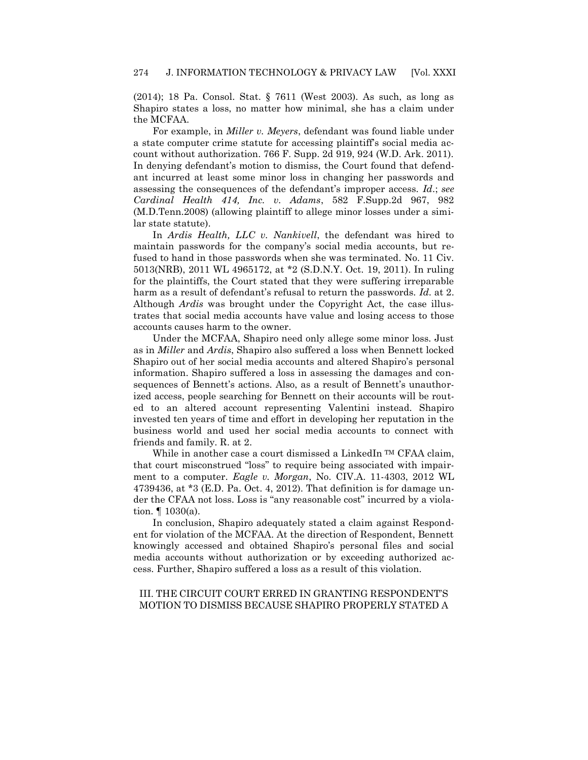(2014); 18 Pa. Consol. Stat. § 7611 (West 2003). As such, as long as Shapiro states a loss, no matter how minimal, she has a claim under the MCFAA.

For example, in *Miller v. Meyers*, defendant was found liable under a state computer crime statute for accessing plaintiff's social media account without authorization. 766 F. Supp. 2d 919, 924 (W.D. Ark. 2011). In denying defendant's motion to dismiss, the Court found that defendant incurred at least some minor loss in changing her passwords and assessing the consequences of the defendant's improper access. *Id*.; *see Cardinal Health 414, Inc. v. Adams*, 582 F.Supp.2d 967, 982 (M.D.Tenn.2008) (allowing plaintiff to allege minor losses under a similar state statute).

In *Ardis Health, LLC v. Nankivell*, the defendant was hired to maintain passwords for the company's social media accounts, but refused to hand in those passwords when she was terminated. No. 11 Civ. 5013(NRB), 2011 WL 4965172, at *2 (S.D.N.Y. Oct. 19, 2011). In ruling for the plaintiffs, the Court stated that they were suffering irreparable harm as a result of defendant's refusal to return the passwords. *Id*. at 2. Although *Ardis* was brought under the Copyright Act, the case illustrates that social media accounts have value and losing access to those accounts causes harm to the owner.

Under the MCFAA, Shapiro need only allege some minor loss. Just as in *Miller* and *Ardis*, Shapiro also suffered a loss when Bennett locked Shapiro out of her social media accounts and altered Shapiro's personal information. Shapiro suffered a loss in assessing the damages and consequences of Bennett's actions. Also, as a result of Bennett's unauthorized access, people searching for Bennett on their accounts will be routed to an altered account representing Valentini instead. Shapiro invested ten years of time and effort in developing her reputation in the business world and used her social media accounts to connect with friends and family. R. at 2.

While in another case a court dismissed a LinkedIn ™ CFAA claim, that court misconstrued "loss" to require being associated with impairment to a computer. *Eagle v. Morgan*, No. CIV.A. 11-4303, 2012 WL 4739436, at *3 (E.D. Pa. Oct. 4, 2012). That definition is for damage under the CFAA not loss. Loss is "any reasonable cost" incurred by a violation. ¶ 1030(a).

In conclusion, Shapiro adequately stated a claim against Respondent for violation of the MCFAA. At the direction of Respondent, Bennett knowingly accessed and obtained Shapiro's personal files and social media accounts without authorization or by exceeding authorized access. Further, Shapiro suffered a loss as a result of this violation.

## III. THE CIRCUIT COURT ERRED IN GRANTING RESPONDENT'S MOTION TO DISMISS BECAUSE SHAPIRO PROPERLY STATED A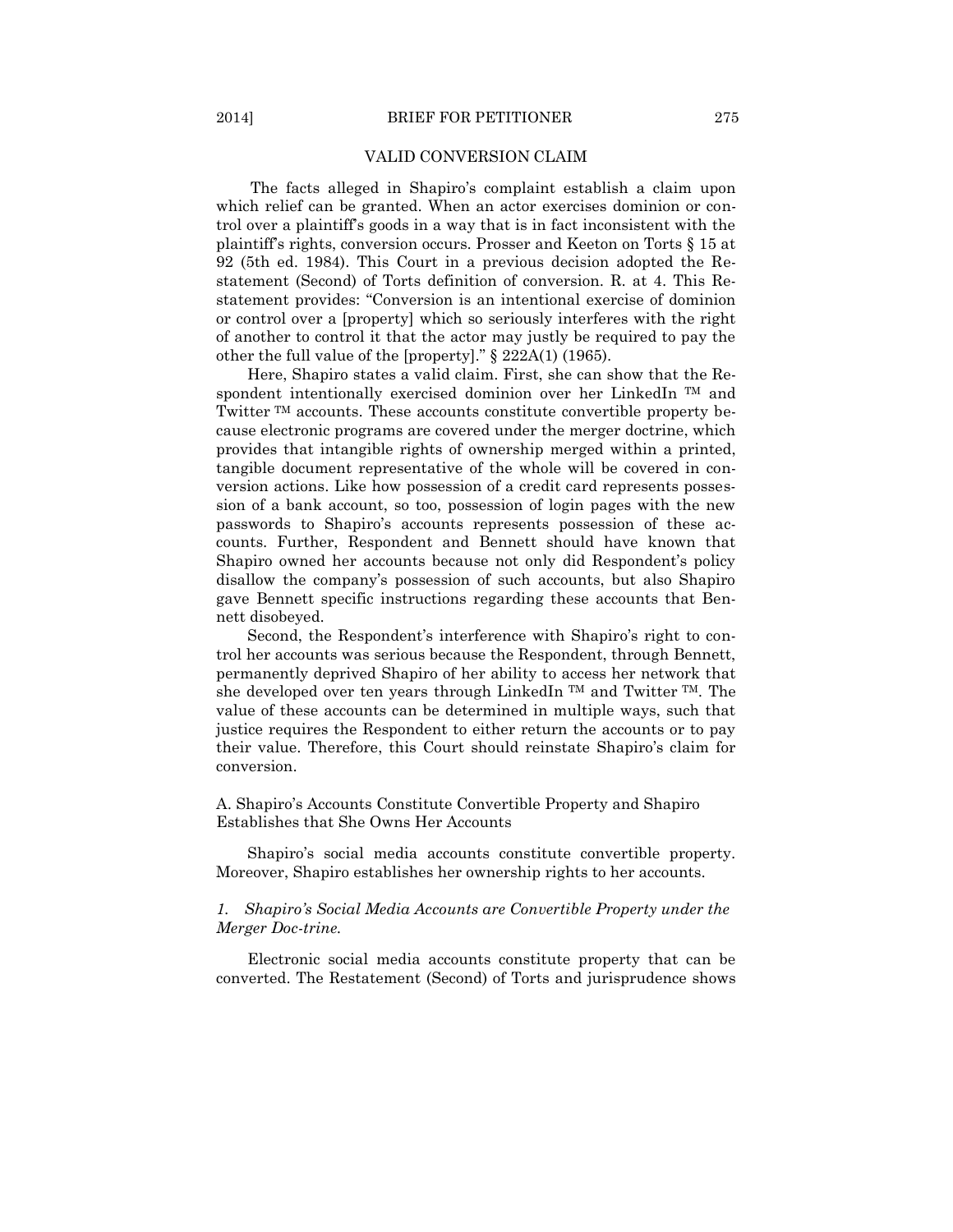## VALID CONVERSION CLAIM

The facts alleged in Shapiro's complaint establish a claim upon which relief can be granted. When an actor exercises dominion or control over a plaintiff's goods in a way that is in fact inconsistent with the plaintiff's rights, conversion occurs. Prosser and Keeton on Torts § 15 at 92 (5th ed. 1984). This Court in a previous decision adopted the Restatement (Second) of Torts definition of conversion. R. at 4. This Restatement provides: "Conversion is an intentional exercise of dominion or control over a [property] which so seriously interferes with the right of another to control it that the actor may justly be required to pay the other the full value of the [property]." § 222A(1) (1965).

Here, Shapiro states a valid claim. First, she can show that the Respondent intentionally exercised dominion over her LinkedIn ™ and Twitter ™ accounts. These accounts constitute convertible property because electronic programs are covered under the merger doctrine, which provides that intangible rights of ownership merged within a printed, tangible document representative of the whole will be covered in conversion actions. Like how possession of a credit card represents possession of a bank account, so too, possession of login pages with the new passwords to Shapiro's accounts represents possession of these accounts. Further, Respondent and Bennett should have known that Shapiro owned her accounts because not only did Respondent's policy disallow the company's possession of such accounts, but also Shapiro gave Bennett specific instructions regarding these accounts that Bennett disobeyed.

Second, the Respondent's interference with Shapiro's right to control her accounts was serious because the Respondent, through Bennett, permanently deprived Shapiro of her ability to access her network that she developed over ten years through LinkedIn ™ and Twitter ™. The value of these accounts can be determined in multiple ways, such that justice requires the Respondent to either return the accounts or to pay their value. Therefore, this Court should reinstate Shapiro's claim for conversion.

### A. Shapiro's Accounts Constitute Convertible Property and Shapiro Establishes that She Owns Her Accounts

Shapiro's social media accounts constitute convertible property. Moreover, Shapiro establishes her ownership rights to her accounts.

#### *1. Shapiro's Social Media Accounts are Convertible Property under the Merger Doctrine.*

Electronic social media accounts constitute property that can be converted. The Restatement (Second) of Torts and jurisprudence shows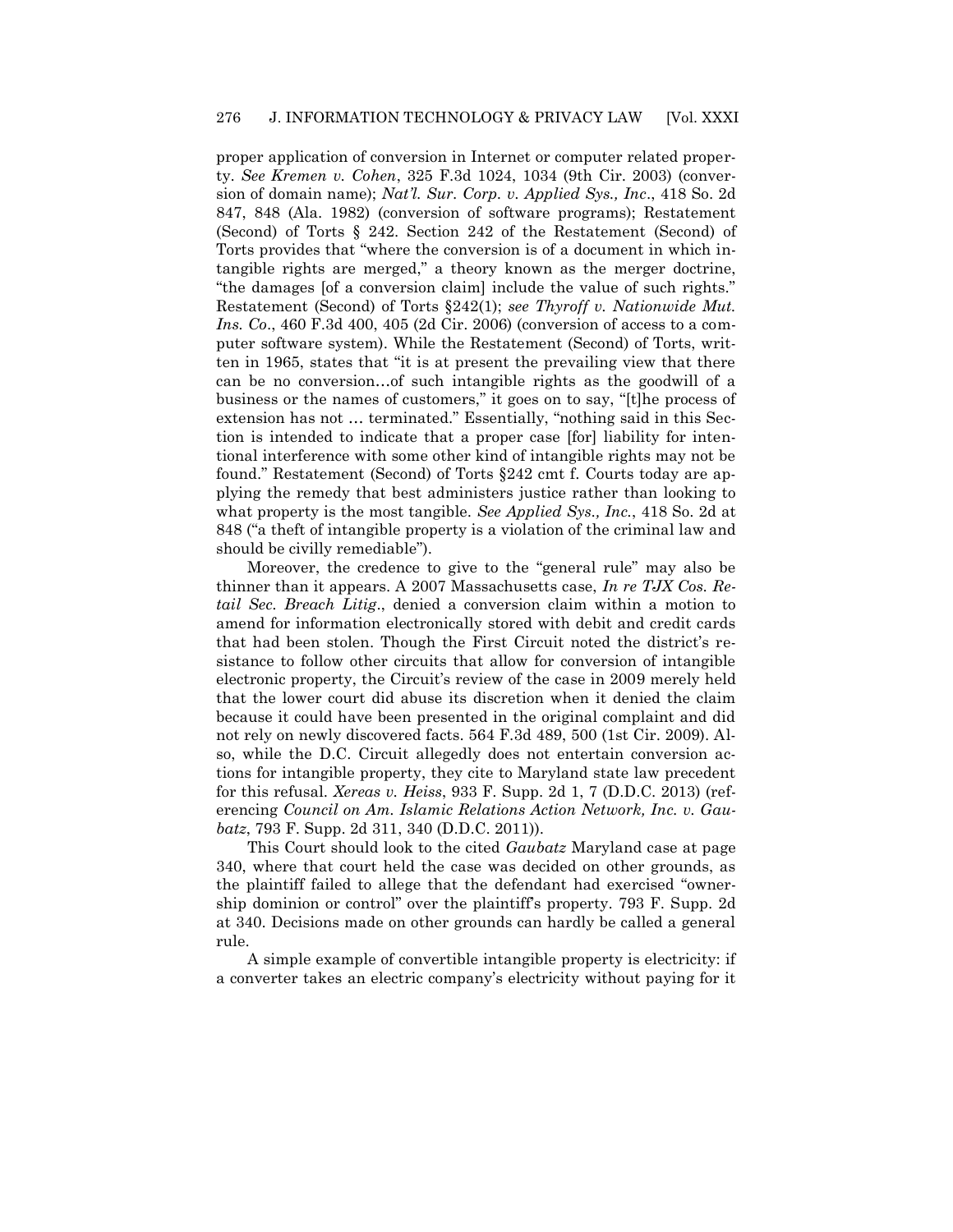proper application of conversion in Internet or computer related property. *See Kremen v. Cohen*, 325 F.3d 1024, 1034 (9th Cir. 2003) (conversion of domain name); *Nat'l. Sur. Corp. v. Applied Sys., Inc*., 418 So. 2d 847, 848 (Ala. 1982) (conversion of software programs); Restatement (Second) of Torts § 242. Section 242 of the Restatement (Second) of Torts provides that "where the conversion is of a document in which intangible rights are merged," a theory known as the merger doctrine, "the damages [of a conversion claim] include the value of such rights." Restatement (Second) of Torts §242(1); *see Thyroff v. Nationwide Mut. Ins. Co*., 460 F.3d 400, 405 (2d Cir. 2006) (conversion of access to a computer software system). While the Restatement (Second) of Torts, written in 1965, states that "it is at present the prevailing view that there can be no conversion…of such intangible rights as the goodwill of a business or the names of customers," it goes on to say, "[t]he process of extension has not … terminated." Essentially, "nothing said in this Section is intended to indicate that a proper case [for] liability for intentional interference with some other kind of intangible rights may not be found." Restatement (Second) of Torts §242 cmt f. Courts today are applying the remedy that best administers justice rather than looking to what property is the most tangible. *See Applied Sys., Inc.*, 418 So. 2d at 848 ("a theft of intangible property is a violation of the criminal law and should be civilly remediable").

Moreover, the credence to give to the "general rule" may also be thinner than it appears. A 2007 Massachusetts case, *In re TJX Cos. Retail Sec. Breach Litig*., denied a conversion claim within a motion to amend for information electronically stored with debit and credit cards that had been stolen. Though the First Circuit noted the district's resistance to follow other circuits that allow for conversion of intangible electronic property, the Circuit's review of the case in 2009 merely held that the lower court did abuse its discretion when it denied the claim because it could have been presented in the original complaint and did not rely on newly discovered facts. 564 F.3d 489, 500 (1st Cir. 2009). Also, while the D.C. Circuit allegedly does not entertain conversion actions for intangible property, they cite to Maryland state law precedent for this refusal. *Xereas v. Heiss*, 933 F. Supp. 2d 1, 7 (D.D.C. 2013) (referencing *Council on Am. Islamic Relations Action Network, Inc. v. Gaubatz*, 793 F. Supp. 2d 311, 340 (D.D.C. 2011)).

This Court should look to the cited *Gaubatz* Maryland case at page 340, where that court held the case was decided on other grounds, as the plaintiff failed to allege that the defendant had exercised "ownership dominion or control" over the plaintiff's property. 793 F. Supp. 2d at 340. Decisions made on other grounds can hardly be called a general rule.

A simple example of convertible intangible property is electricity: if a converter takes an electric company's electricity without paying for it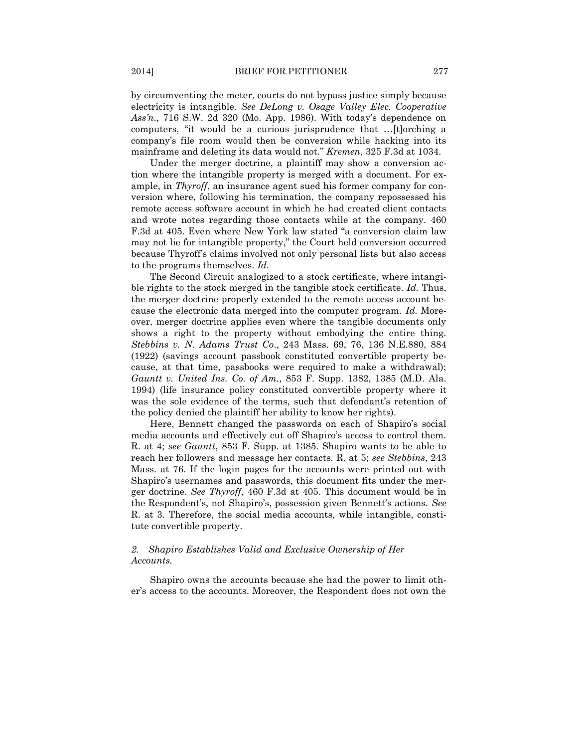by circumventing the meter, courts do not bypass justice simply because electricity is intangible. *See DeLong v. Osage Valley Elec. Cooperative Ass'n.*, 716 S.W. 2d 320 (Mo. App. 1986). With today's dependence on computers, "it would be a curious jurisprudence that …[t]orching a company's file room would then be conversion while hacking into its mainframe and deleting its data would not." *Kremen*, 325 F.3d at 1034.

Under the merger doctrine, a plaintiff may show a conversion action where the intangible property is merged with a document. For example, in *Thyroff*, an insurance agent sued his former company for conversion where, following his termination, the company repossessed his remote access software account in which he had created client contacts and wrote notes regarding those contacts while at the company. 460 F.3d at 405. Even where New York law stated "a conversion claim law may not lie for intangible property," the Court held conversion occurred because Thyroff's claims involved not only personal lists but also access to the programs themselves. *Id.*

The Second Circuit analogized to a stock certificate, where intangible rights to the stock merged in the tangible stock certificate. *Id.* Thus, the merger doctrine properly extended to the remote access account because the electronic data merged into the computer program. *Id.* Moreover, merger doctrine applies even where the tangible documents only shows a right to the property without embodying the entire thing. *Stebbins v. N. Adams Trust Co.*, 243 Mass. 69, 76, 136 N.E.880, 884 (1922) (savings account passbook constituted convertible property because, at that time, passbooks were required to make a withdrawal); *Gauntt v. United Ins. Co. of Am.*, 853 F. Supp. 1382, 1385 (M.D. Ala. 1994) (life insurance policy constituted convertible property where it was the sole evidence of the terms, such that defendant's retention of the policy denied the plaintiff her ability to know her rights).

Here, Bennett changed the passwords on each of Shapiro's social media accounts and effectively cut off Shapiro's access to control them. R. at 4; *see Gauntt*, 853 F. Supp. at 1385. Shapiro wants to be able to reach her followers and message her contacts. R. at 5; *see Stebbins*, 243 Mass. at 76. If the login pages for the accounts were printed out with Shapiro's usernames and passwords, this document fits under the merger doctrine. *See Thyroff*, 460 F.3d at 405. This document would be in the Respondent's, not Shapiro's, possession given Bennett's actions. *See* R. at 3. Therefore, the social media accounts, while intangible, constitute convertible property.

#### *2. Shapiro Establishes Valid and Exclusive Ownership of Her Accounts.*

Shapiro owns the accounts because she had the power to limit other's access to the accounts. Moreover, the Respondent does not own the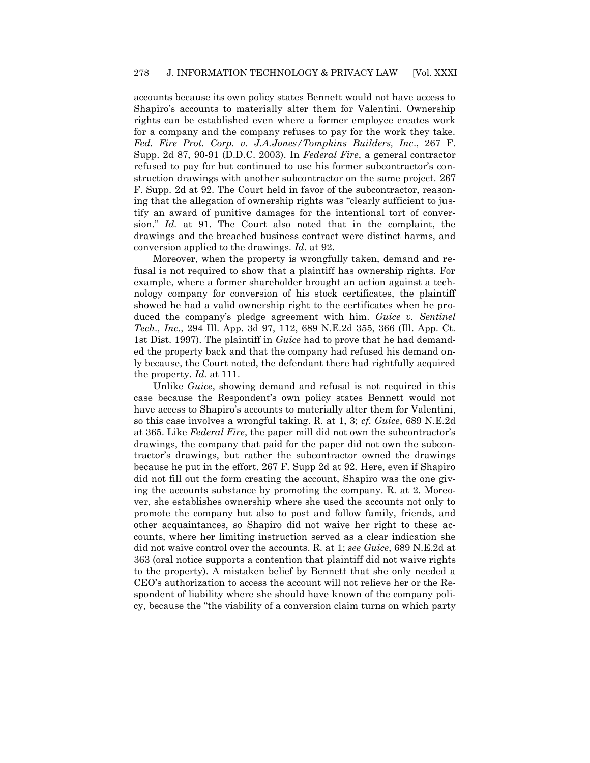accounts because its own policy states Bennett would not have access to Shapiro's accounts to materially alter them for Valentini. Ownership rights can be established even where a former employee creates work for a company and the company refuses to pay for the work they take. *Fed. Fire Prot. Corp. v. J.A.Jones/Tompkins Builders, Inc*., 267 F. Supp. 2d 87, 90-91 (D.D.C. 2003). In *Federal Fire*, a general contractor refused to pay for but continued to use his former subcontractor's construction drawings with another subcontractor on the same project. 267 F. Supp. 2d at 92. The Court held in favor of the subcontractor, reasoning that the allegation of ownership rights was "clearly sufficient to justify an award of punitive damages for the intentional tort of conversion." *Id.* at 91. The Court also noted that in the complaint, the drawings and the breached business contract were distinct harms, and conversion applied to the drawings. *Id.* at 92.

Moreover, when the property is wrongfully taken, demand and refusal is not required to show that a plaintiff has ownership rights. For example, where a former shareholder brought an action against a technology company for conversion of his stock certificates, the plaintiff showed he had a valid ownership right to the certificates when he produced the company's pledge agreement with him. *Guice v. Sentinel Tech., Inc*., 294 Ill. App. 3d 97, 112, 689 N.E.2d 355, 366 (Ill. App. Ct. 1st Dist. 1997). The plaintiff in *Guice* had to prove that he had demanded the property back and that the company had refused his demand only because, the Court noted, the defendant there had rightfully acquired the property. *Id.* at 111.

Unlike *Guice*, showing demand and refusal is not required in this case because the Respondent's own policy states Bennett would not have access to Shapiro's accounts to materially alter them for Valentini, so this case involves a wrongful taking. R. at 1, 3; *cf. Guice*, 689 N.E.2d at 365. Like *Federal Fire*, the paper mill did not own the subcontractor's drawings, the company that paid for the paper did not own the subcontractor's drawings, but rather the subcontractor owned the drawings because he put in the effort. 267 F. Supp 2d at 92. Here, even if Shapiro did not fill out the form creating the account, Shapiro was the one giving the accounts substance by promoting the company. R. at 2. Moreover, she establishes ownership where she used the accounts not only to promote the company but also to post and follow family, friends, and other acquaintances, so Shapiro did not waive her right to these accounts, where her limiting instruction served as a clear indication she did not waive control over the accounts. R. at 1; *see Guice*, 689 N.E.2d at 363 (oral notice supports a contention that plaintiff did not waive rights to the property). A mistaken belief by Bennett that she only needed a CEO's authorization to access the account will not relieve her or the Respondent of liability where she should have known of the company policy, because the "the viability of a conversion claim turns on which party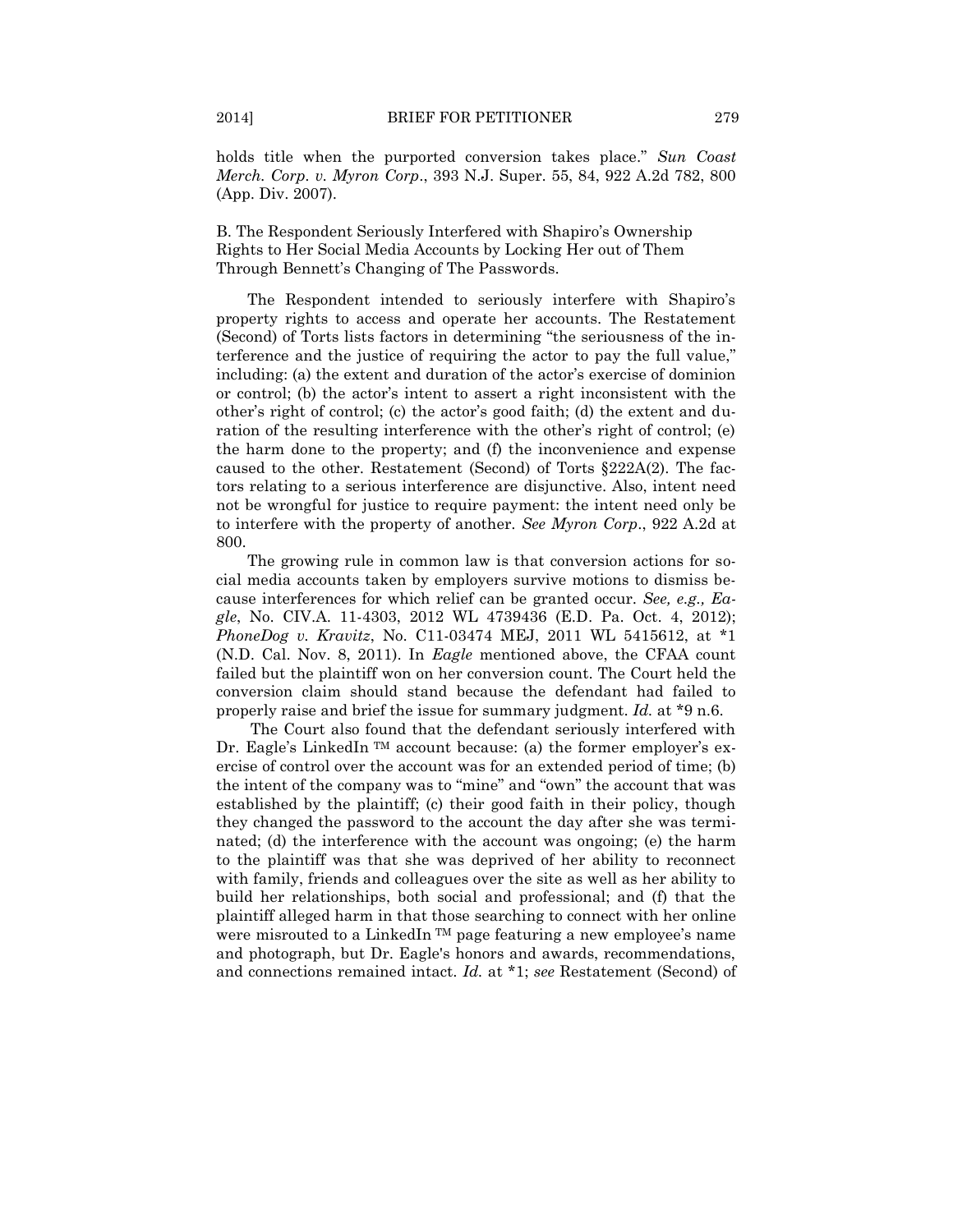holds title when the purported conversion takes place." *Sun Coast Merch. Corp. v. Myron Corp*., 393 N.J. Super. 55, 84, 922 A.2d 782, 800 (App. Div. 2007).

B. The Respondent Seriously Interfered with Shapiro's Ownership Rights to Her Social Media Accounts by Locking Her out of Them Through Bennett's Changing of The Passwords.

The Respondent intended to seriously interfere with Shapiro's property rights to access and operate her accounts. The Restatement (Second) of Torts lists factors in determining "the seriousness of the interference and the justice of requiring the actor to pay the full value," including: (a) the extent and duration of the actor's exercise of dominion or control; (b) the actor's intent to assert a right inconsistent with the other's right of control; (c) the actor's good faith; (d) the extent and duration of the resulting interference with the other's right of control; (e) the harm done to the property; and (f) the inconvenience and expense caused to the other. Restatement (Second) of Torts §222A(2). The factors relating to a serious interference are disjunctive. Also, intent need not be wrongful for justice to require payment: the intent need only be to interfere with the property of another. *See Myron Corp*., 922 A.2d at 800.

The growing rule in common law is that conversion actions for social media accounts taken by employers survive motions to dismiss because interferences for which relief can be granted occur. *See, e.g., Eagle*, No. CIV.A. 11-4303, 2012 WL 4739436 (E.D. Pa. Oct. 4, 2012); *PhoneDog v. Kravitz*, No. C11-03474 MEJ, 2011 WL 5415612, at *1 (N.D. Cal. Nov. 8, 2011). In *Eagle* mentioned above, the CFAA count failed but the plaintiff won on her conversion count. The Court held the conversion claim should stand because the defendant had failed to properly raise and brief the issue for summary judgment. *Id.* at *9 n.6.

The Court also found that the defendant seriously interfered with Dr. Eagle's LinkedIn ™ account because: (a) the former employer's exercise of control over the account was for an extended period of time; (b) the intent of the company was to "mine" and "own" the account that was established by the plaintiff; (c) their good faith in their policy, though they changed the password to the account the day after she was terminated; (d) the interference with the account was ongoing; (e) the harm to the plaintiff was that she was deprived of her ability to reconnect with family, friends and colleagues over the site as well as her ability to build her relationships, both social and professional; and (f) that the plaintiff alleged harm in that those searching to connect with her online were misrouted to a LinkedIn ™ page featuring a new employee's name and photograph, but Dr. Eagle's honors and awards, recommendations, and connections remained intact. *Id.* at *1; *see* Restatement (Second) of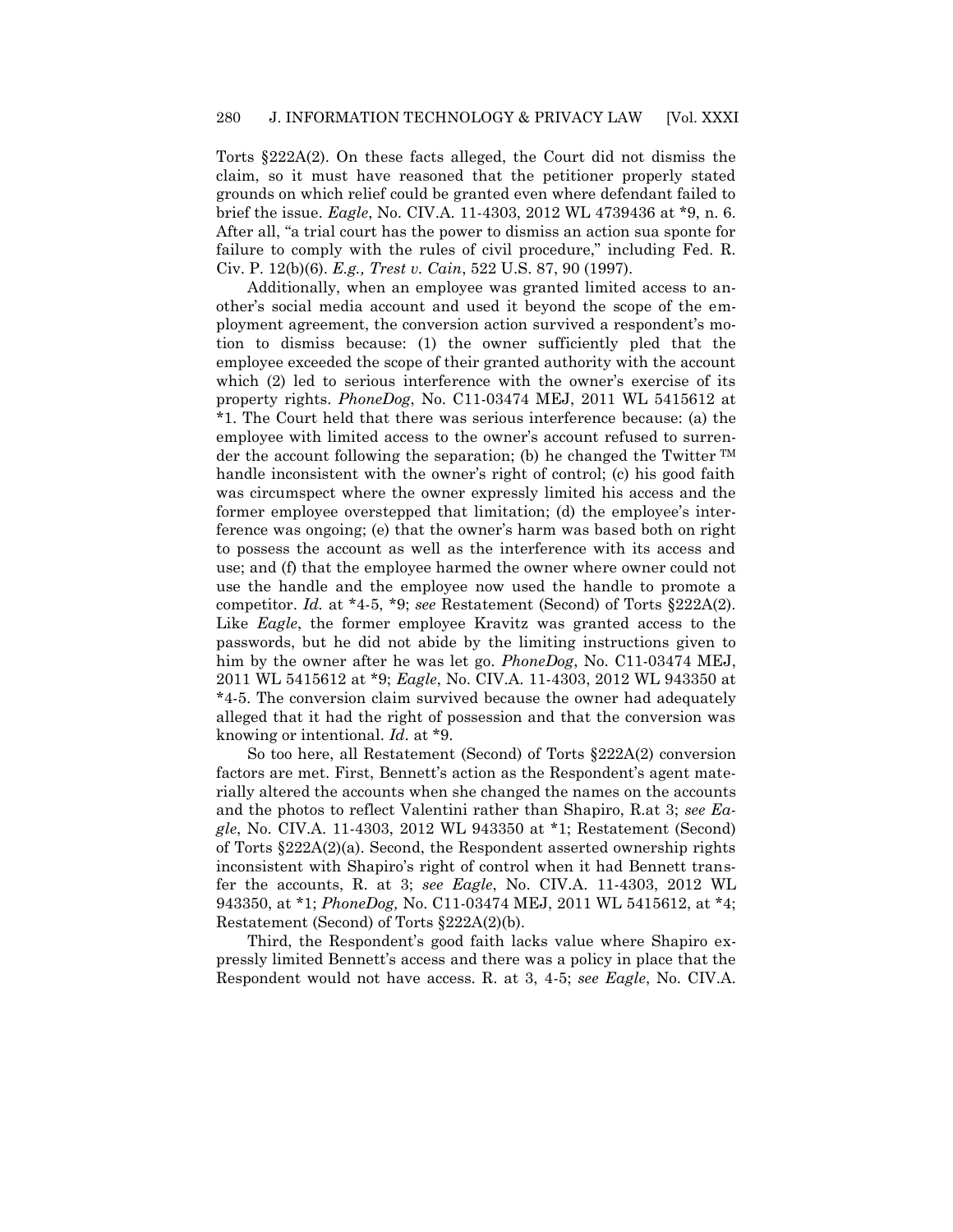Torts §222A(2). On these facts alleged, the Court did not dismiss the claim, so it must have reasoned that the petitioner properly stated grounds on which relief could be granted even where defendant failed to brief the issue. *Eagle*, No. CIV.A. 11-4303, 2012 WL 4739436 at *9, n. 6. After all, "a trial court has the power to dismiss an action sua sponte for failure to comply with the rules of civil procedure," including Fed. R. Civ. P. 12(b)(6). *E.g., Trest v. Cain*, 522 U.S. 87, 90 (1997).

Additionally, when an employee was granted limited access to another's social media account and used it beyond the scope of the employment agreement, the conversion action survived a respondent's motion to dismiss because: (1) the owner sufficiently pled that the employee exceeded the scope of their granted authority with the account which (2) led to serious interference with the owner's exercise of its property rights. *PhoneDog*, No. C11-03474 MEJ, 2011 WL 5415612 at *1. The Court held that there was serious interference because: (a) the employee with limited access to the owner's account refused to surrender the account following the separation; (b) he changed the Twitter ™ handle inconsistent with the owner's right of control; (c) his good faith was circumspect where the owner expressly limited his access and the former employee overstepped that limitation; (d) the employee's interference was ongoing; (e) that the owner's harm was based both on right to possess the account as well as the interference with its access and use; and (f) that the employee harmed the owner where owner could not use the handle and the employee now used the handle to promote a competitor. *Id.* at *4-5, *9; *see* Restatement (Second) of Torts §222A(2). Like *Eagle*, the former employee Kravitz was granted access to the passwords, but he did not abide by the limiting instructions given to him by the owner after he was let go. *PhoneDog*, No. C11-03474 MEJ, 2011 WL 5415612 at *9; *Eagle*, No. CIV.A. 11-4303, 2012 WL 943350 at *4-5. The conversion claim survived because the owner had adequately alleged that it had the right of possession and that the conversion was knowing or intentional. *Id*. at *9.

So too here, all Restatement (Second) of Torts §222A(2) conversion factors are met. First, Bennett's action as the Respondent's agent materially altered the accounts when she changed the names on the accounts and the photos to reflect Valentini rather than Shapiro, R.at 3; *see Eagle*, No. CIV.A. 11-4303, 2012 WL 943350 at *1; Restatement (Second) of Torts §222A(2)(a). Second, the Respondent asserted ownership rights inconsistent with Shapiro's right of control when it had Bennett transfer the accounts, R. at 3; *see Eagle*, No. CIV.A. 11-4303, 2012 WL 943350, at *1; *PhoneDog,* No. C11-03474 MEJ, 2011 WL 5415612, at *4; Restatement (Second) of Torts §222A(2)(b).

Third, the Respondent's good faith lacks value where Shapiro expressly limited Bennett's access and there was a policy in place that the Respondent would not have access. R. at 3, 4-5; *see Eagle*, No. CIV.A.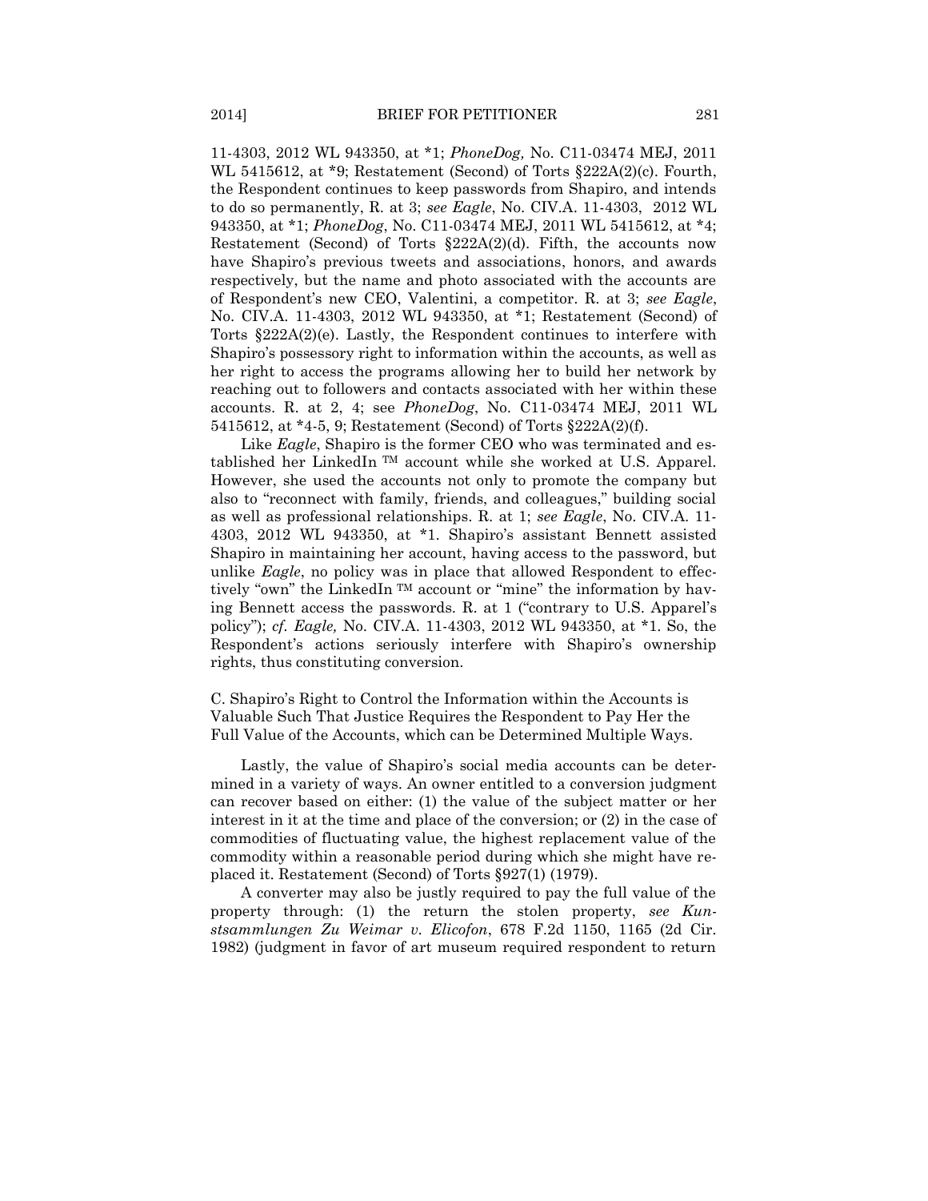11-4303, 2012 WL 943350, at *1; *PhoneDog,* No. C11-03474 MEJ, 2011 WL 5415612, at *9; Restatement (Second) of Torts §222A(2)(c). Fourth, the Respondent continues to keep passwords from Shapiro, and intends to do so permanently, R. at 3; *see Eagle*, No. CIV.A. 11-4303, 2012 WL 943350, at *1; *PhoneDog*, No. C11-03474 MEJ, 2011 WL 5415612, at *4; Restatement (Second) of Torts §222A(2)(d). Fifth, the accounts now have Shapiro's previous tweets and associations, honors, and awards respectively, but the name and photo associated with the accounts are of Respondent's new CEO, Valentini, a competitor. R. at 3; *see Eagle*, No. CIV.A. 11-4303, 2012 WL 943350, at *1; Restatement (Second) of Torts §222A(2)(e). Lastly, the Respondent continues to interfere with Shapiro's possessory right to information within the accounts, as well as her right to access the programs allowing her to build her network by reaching out to followers and contacts associated with her within these accounts. R. at 2, 4; see *PhoneDog*, No. C11-03474 MEJ, 2011 WL 5415612, at *4-5, 9; Restatement (Second) of Torts §222A(2)(f).

Like *Eagle*, Shapiro is the former CEO who was terminated and established her LinkedIn ™ account while she worked at U.S. Apparel. However, she used the accounts not only to promote the company but also to "reconnect with family, friends, and colleagues," building social as well as professional relationships. R. at 1; *see Eagle*, No. CIV.A. 11-4303, 2012 WL 943350, at *1. Shapiro's assistant Bennett assisted Shapiro in maintaining her account, having access to the password, but unlike *Eagle*, no policy was in place that allowed Respondent to effectively "own" the LinkedIn ™ account or "mine" the information by having Bennett access the passwords. R. at 1 ("contrary to U.S. Apparel's policy"); *cf. Eagle,* No. CIV.A. 11-4303, 2012 WL 943350, at *1. So, the Respondent's actions seriously interfere with Shapiro's ownership rights, thus constituting conversion.

C. Shapiro's Right to Control the Information within the Accounts is Valuable Such That Justice Requires the Respondent to Pay Her the Full Value of the Accounts, which can be Determined Multiple Ways.

Lastly, the value of Shapiro's social media accounts can be determined in a variety of ways. An owner entitled to a conversion judgment can recover based on either: (1) the value of the subject matter or her interest in it at the time and place of the conversion; or (2) in the case of commodities of fluctuating value, the highest replacement value of the commodity within a reasonable period during which she might have replaced it. Restatement (Second) of Torts §927(1) (1979).

A converter may also be justly required to pay the full value of the property through: (1) the return the stolen property, *see Kunstsammlungen Zu Weimar v. Elicofon*, 678 F.2d 1150, 1165 (2d Cir. 1982) (judgment in favor of art museum required respondent to return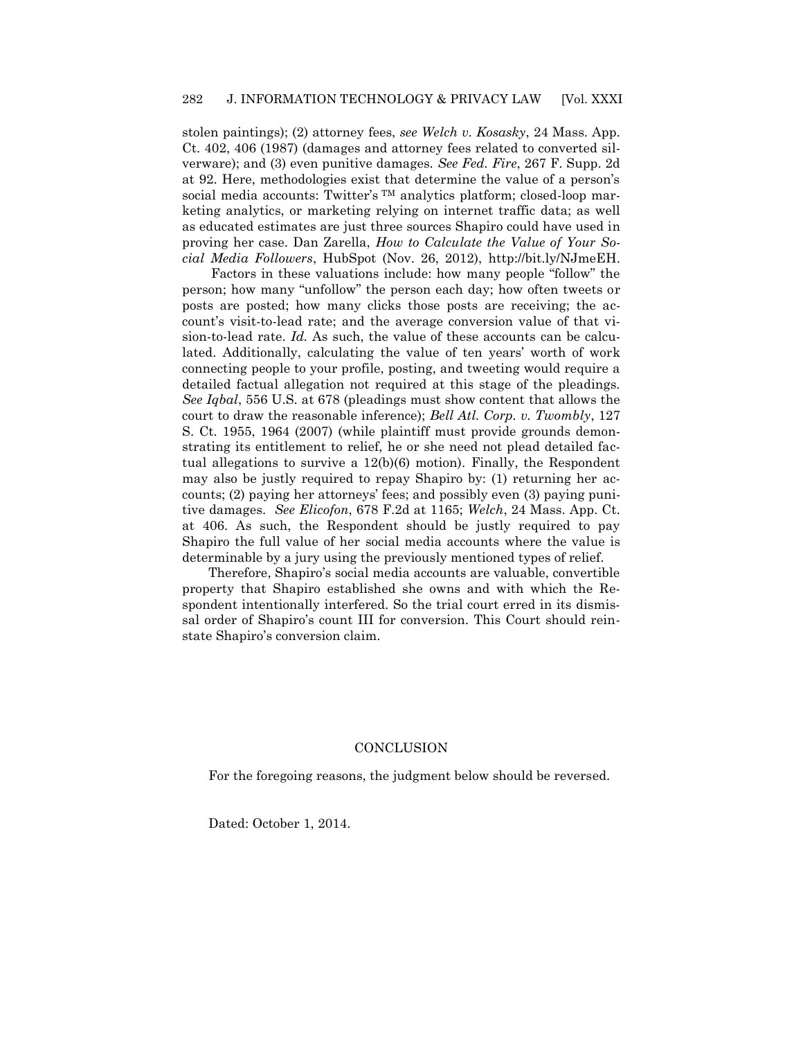stolen paintings); (2) attorney fees, *see Welch v. Kosasky*, 24 Mass. App. Ct. 402, 406 (1987) (damages and attorney fees related to converted silverware); and (3) even punitive damages. *See Fed. Fire*, 267 F. Supp. 2d at 92. Here, methodologies exist that determine the value of a person's social media accounts: Twitter's ™ analytics platform; closed-loop marketing analytics, or marketing relying on internet traffic data; as well as educated estimates are just three sources Shapiro could have used in proving her case. Dan Zarella, *How to Calculate the Value of Your Social Media Followers*, HubSpot (Nov. 26, 2012), http://bit.ly/NJmeEH.

Factors in these valuations include: how many people "follow" the person; how many "unfollow" the person each day; how often tweets or posts are posted; how many clicks those posts are receiving; the account's visit-to-lead rate; and the average conversion value of that vision-to-lead rate. *Id.* As such, the value of these accounts can be calculated. Additionally, calculating the value of ten years' worth of work connecting people to your profile, posting, and tweeting would require a detailed factual allegation not required at this stage of the pleadings. *See Iqbal*, 556 U.S. at 678 (pleadings must show content that allows the court to draw the reasonable inference); *Bell Atl. Corp. v. Twombly*, 127 S. Ct. 1955, 1964 (2007) (while plaintiff must provide grounds demonstrating its entitlement to relief, he or she need not plead detailed factual allegations to survive a 12(b)(6) motion). Finally, the Respondent may also be justly required to repay Shapiro by: (1) returning her accounts; (2) paying her attorneys' fees; and possibly even (3) paying punitive damages. *See Elicofon*, 678 F.2d at 1165; *Welch*, 24 Mass. App. Ct. at 406. As such, the Respondent should be justly required to pay Shapiro the full value of her social media accounts where the value is determinable by a jury using the previously mentioned types of relief.

Therefore, Shapiro's social media accounts are valuable, convertible property that Shapiro established she owns and with which the Respondent intentionally interfered. So the trial court erred in its dismissal order of Shapiro's count III for conversion. This Court should reinstate Shapiro's conversion claim.

## CONCLUSION

For the foregoing reasons, the judgment below should be reversed.

Dated: October 1, 2014.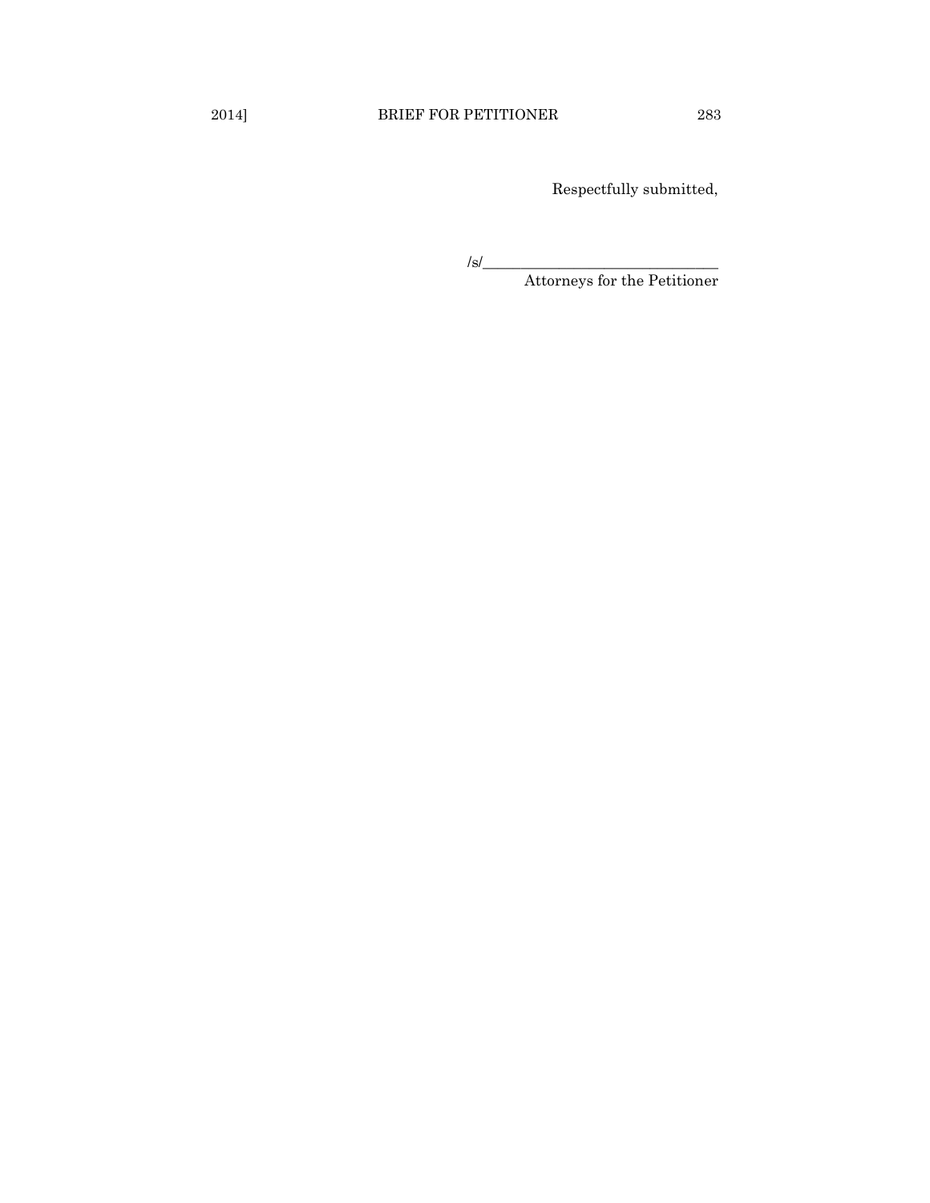Respectfully submitted,

/s/_______________________________

Attorneys for the Petitioner